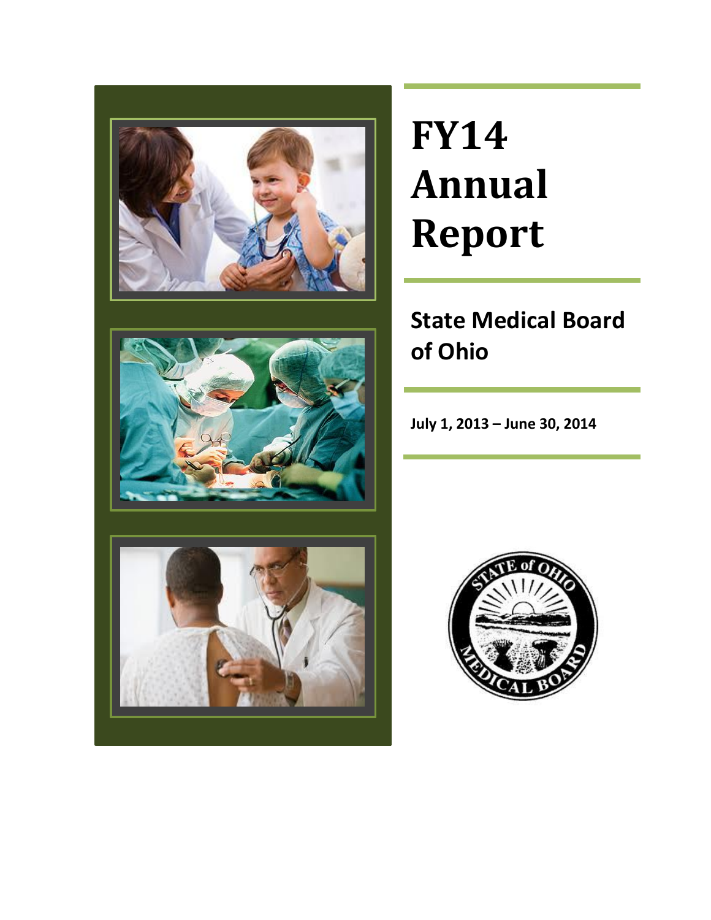# FY14 Annual Report

## State Medical Board of Ohio

**July 1, 2013 – June 30, 2014**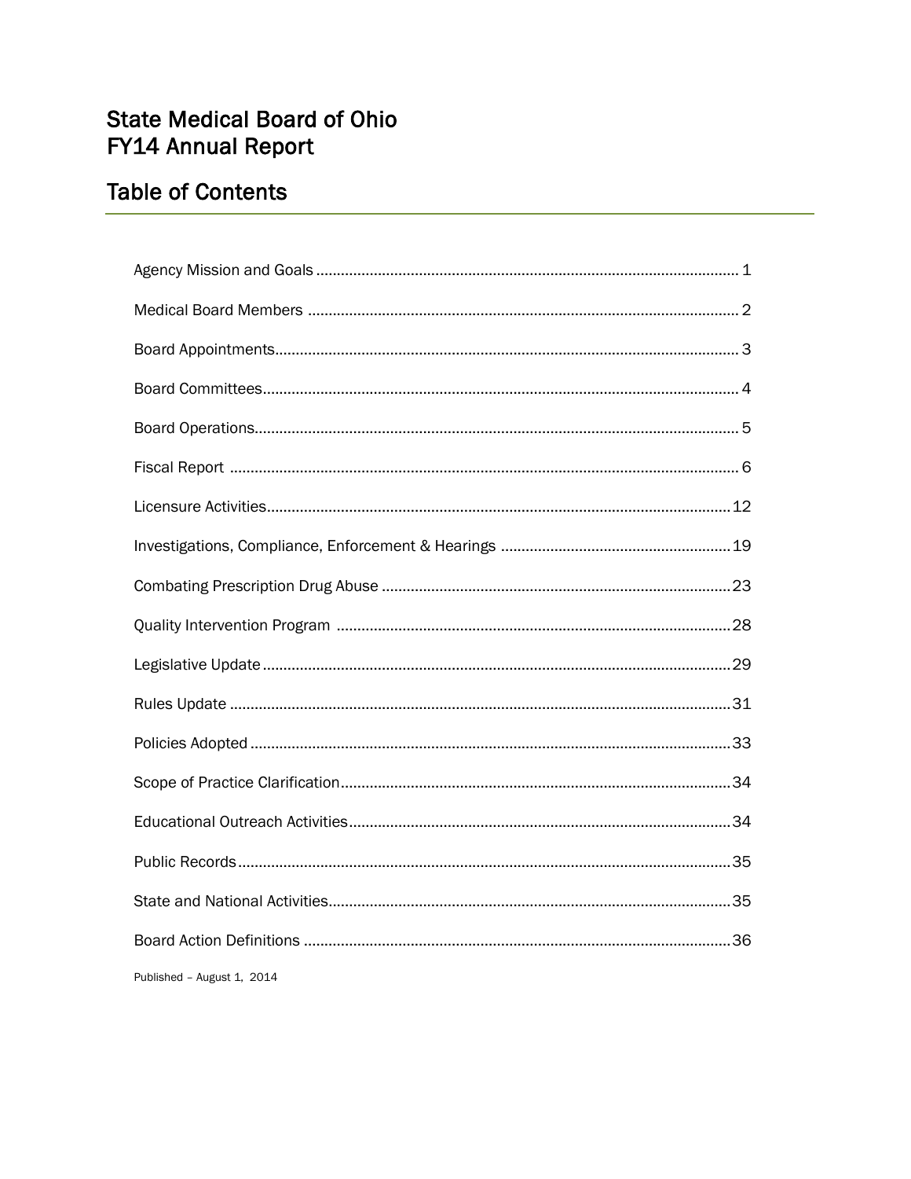# State Medical Board of Ohio
# FY14 Annual Report

## Table of Contents

Agency Mission and Goals ........................................ 1

Medical Board Members ........................................ 2

Board Appointments ........................................ 3

Board Committees ........................................ 4

Board Operations ........................................ 5

Fiscal Report ........................................ 6

Licensure Activities ........................................ 12

Investigations, Compliance, Enforcement & Hearings ........................................ 19

Combating Prescription Drug Abuse ........................................ 23

Quality Intervention Program ........................................ 28

Legislative Update ........................................ 29

Rules Update ........................................ 31

Policies Adopted ........................................ 33

Scope of Practice Clarification ........................................ 34

Educational Outreach Activities ........................................ 34

Public Records ........................................ 35

State and National Activities ........................................ 35

Board Action Definitions ........................................ 36

Published – August 1, 2014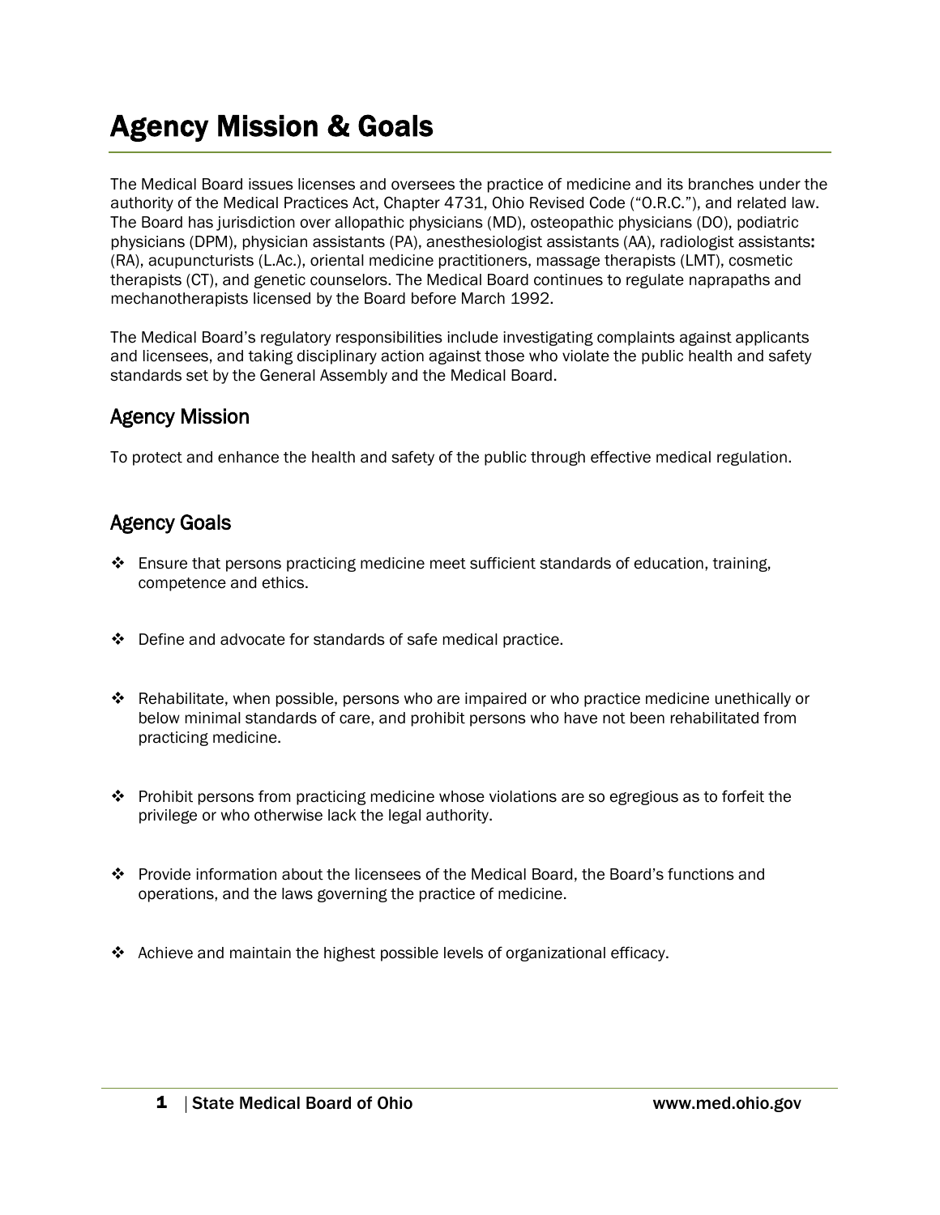# Agency Mission & Goals

The Medical Board issues licenses and oversees the practice of medicine and its branches under the authority of the Medical Practices Act, Chapter 4731, Ohio Revised Code ("O.R.C."), and related law. The Board has jurisdiction over allopathic physicians (MD), osteopathic physicians (DO), podiatric physicians (DPM), physician assistants (PA), anesthesiologist assistants (AA), radiologist assistants: (RA), acupuncturists (L.Ac.), oriental medicine practitioners, massage therapists (LMT), cosmetic therapists (CT), and genetic counselors. The Medical Board continues to regulate naprapaths and mechanotherapists licensed by the Board before March 1992.

The Medical Board's regulatory responsibilities include investigating complaints against applicants and licensees, and taking disciplinary action against those who violate the public health and safety standards set by the General Assembly and the Medical Board.

## Agency Mission

To protect and enhance the health and safety of the public through effective medical regulation.

## Agency Goals

- Ensure that persons practicing medicine meet sufficient standards of education, training, competence and ethics.
- Define and advocate for standards of safe medical practice.
- Rehabilitate, when possible, persons who are impaired or who practice medicine unethically or below minimal standards of care, and prohibit persons who have not been rehabilitated from practicing medicine.
- Prohibit persons from practicing medicine whose violations are so egregious as to forfeit the privilege or who otherwise lack the legal authority.
- Provide information about the licensees of the Medical Board, the Board's functions and operations, and the laws governing the practice of medicine.
- Achieve and maintain the highest possible levels of organizational efficacy.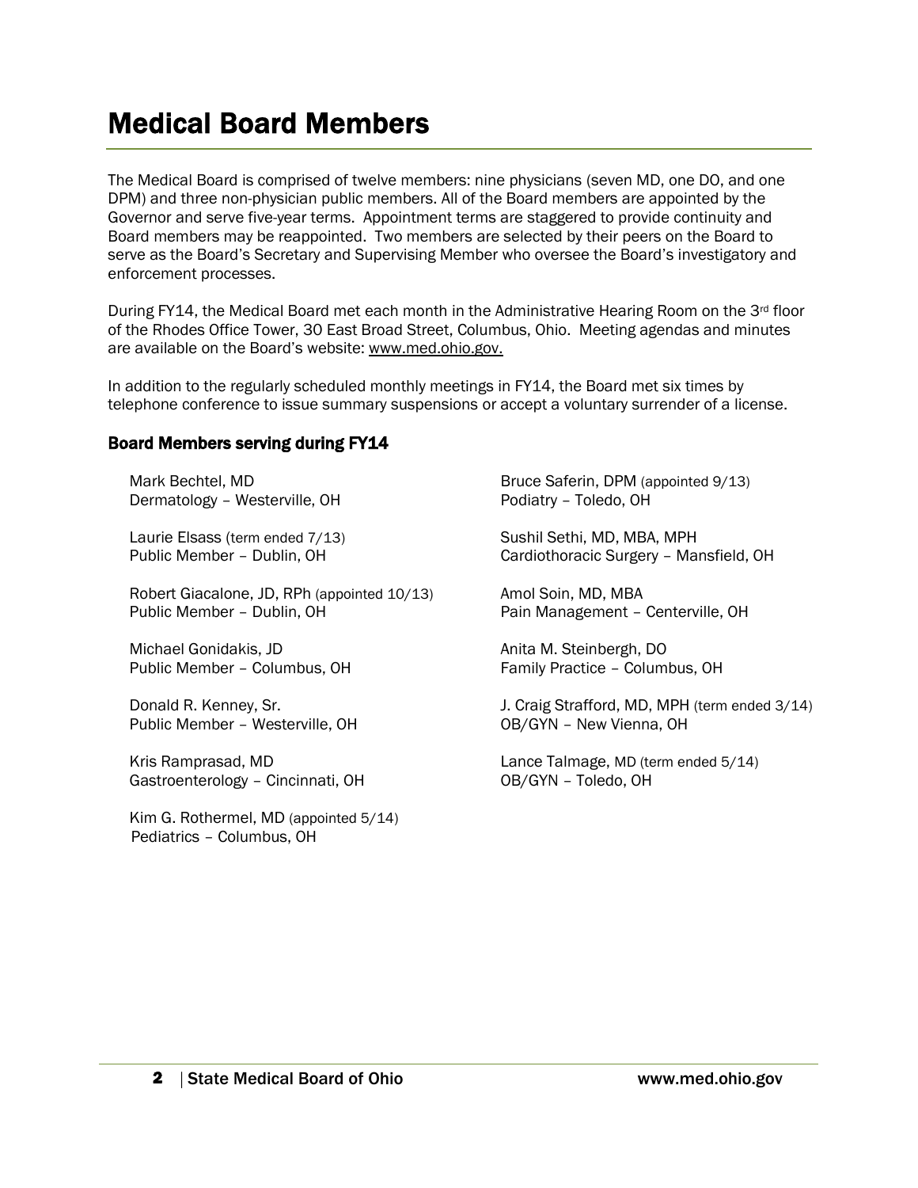# Medical Board Members

The Medical Board is comprised of twelve members: nine physicians (seven MD, one DO, and one DPM) and three non-physician public members. All of the Board members are appointed by the Governor and serve five-year terms. Appointment terms are staggered to provide continuity and Board members may be reappointed. Two members are selected by their peers on the Board to serve as the Board's Secretary and Supervising Member who oversee the Board's investigatory and enforcement processes.

During FY14, the Medical Board met each month in the Administrative Hearing Room on the 3rd floor of the Rhodes Office Tower, 30 East Broad Street, Columbus, Ohio. Meeting agendas and minutes are available on the Board's website: www.med.ohio.gov.

In addition to the regularly scheduled monthly meetings in FY14, the Board met six times by telephone conference to issue summary suspensions or accept a voluntary surrender of a license.

### Board Members serving during FY14

Mark Bechtel, MD
Dermatology – Westerville, OH

Laurie Elsass (term ended 7/13)
Public Member – Dublin, OH

Robert Giacalone, JD, RPh (appointed 10/13)
Public Member – Dublin, OH

Michael Gonidakis, JD
Public Member – Columbus, OH

Donald R. Kenney, Sr.
Public Member – Westerville, OH

Kris Ramprasad, MD
Gastroenterology – Cincinnati, OH

Kim G. Rothermel, MD (appointed 5/14)
Pediatrics – Columbus, OH

Bruce Saferin, DPM (appointed 9/13)
Podiatry – Toledo, OH

Sushil Sethi, MD, MBA, MPH
Cardiothoracic Surgery – Mansfield, OH

Amol Soin, MD, MBA
Pain Management – Centerville, OH

Anita M. Steinbergh, DO
Family Practice – Columbus, OH

J. Craig Strafford, MD, MPH (term ended 3/14)
OB/GYN – New Vienna, OH

Lance Talmage, MD (term ended 5/14)
OB/GYN – Toledo, OH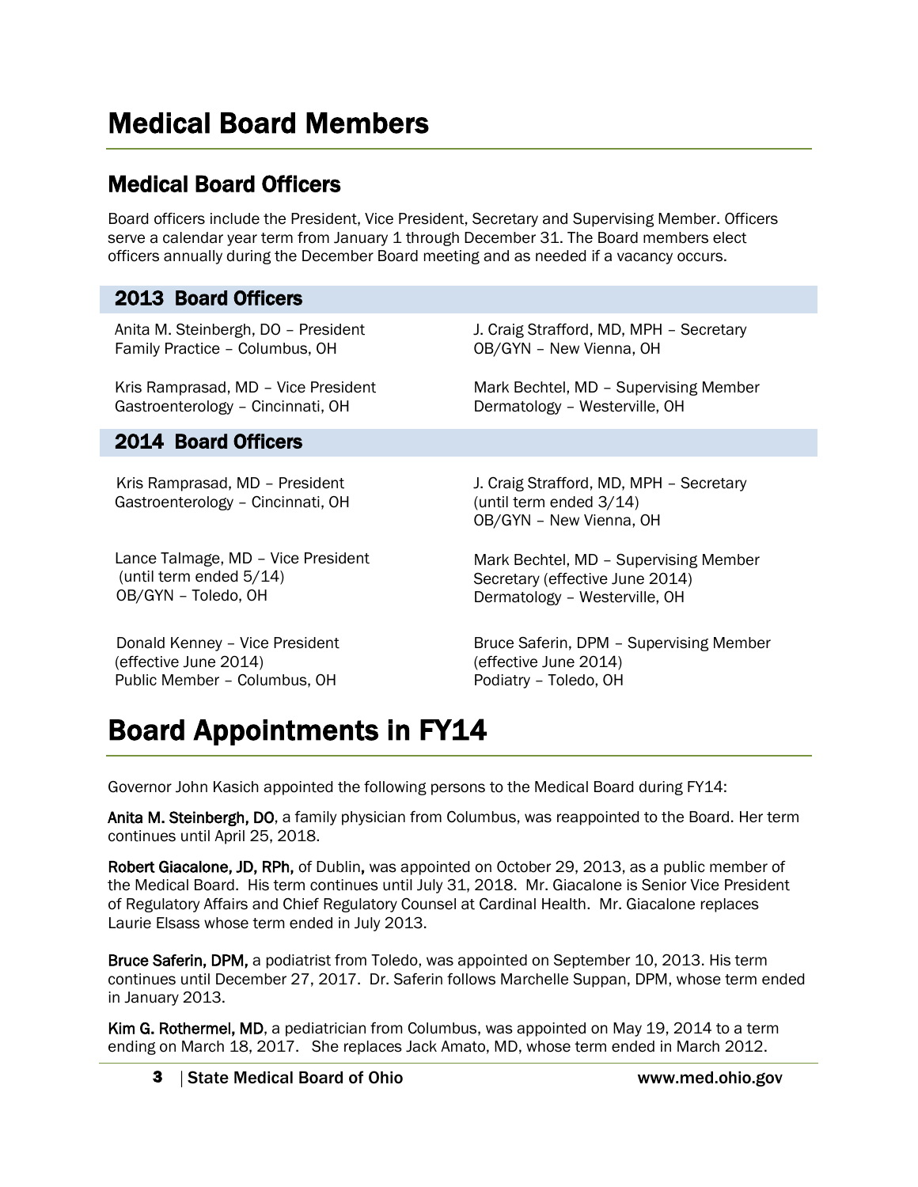# Medical Board Members

## Medical Board Officers

Board officers include the President, Vice President, Secretary and Supervising Member. Officers serve a calendar year term from January 1 through December 31. The Board members elect officers annually during the December Board meeting and as needed if a vacancy occurs.

### 2013 Board Officers

Anita M. Steinbergh, DO – President
Family Practice – Columbus, OH

Kris Ramprasad, MD – Vice President
Gastroenterology – Cincinnati, OH

J. Craig Strafford, MD, MPH – Secretary
OB/GYN – New Vienna, OH

Mark Bechtel, MD – Supervising Member
Dermatology – Westerville, OH

### 2014 Board Officers

Kris Ramprasad, MD – President
Gastroenterology – Cincinnati, OH

Lance Talmage, MD – Vice President
(until term ended 5/14)
OB/GYN – Toledo, OH

Donald Kenney – Vice President
(effective June 2014)
Public Member – Columbus, OH

J. Craig Strafford, MD, MPH – Secretary
(until term ended 3/14)
OB/GYN – New Vienna, OH

Mark Bechtel, MD – Supervising Member
Secretary (effective June 2014)
Dermatology – Westerville, OH

Bruce Saferin, DPM – Supervising Member
(effective June 2014)
Podiatry – Toledo, OH

# Board Appointments in FY14

Governor John Kasich appointed the following persons to the Medical Board during FY14:

**Anita M. Steinbergh, DO**, a family physician from Columbus, was reappointed to the Board. Her term continues until April 25, 2018.

**Robert Giacalone, JD, RPh,** of Dublin**,** was appointed on October 29, 2013, as a public member of the Medical Board. His term continues until July 31, 2018. Mr. Giacalone is Senior Vice President of Regulatory Affairs and Chief Regulatory Counsel at Cardinal Health. Mr. Giacalone replaces Laurie Elsass whose term ended in July 2013.

**Bruce Saferin, DPM,** a podiatrist from Toledo, was appointed on September 10, 2013. His term continues until December 27, 2017. Dr. Saferin follows Marchelle Suppan, DPM, whose term ended in January 2013.

**Kim G. Rothermel, MD**, a pediatrician from Columbus, was appointed on May 19, 2014 to a term ending on March 18, 2017. She replaces Jack Amato, MD, whose term ended in March 2012.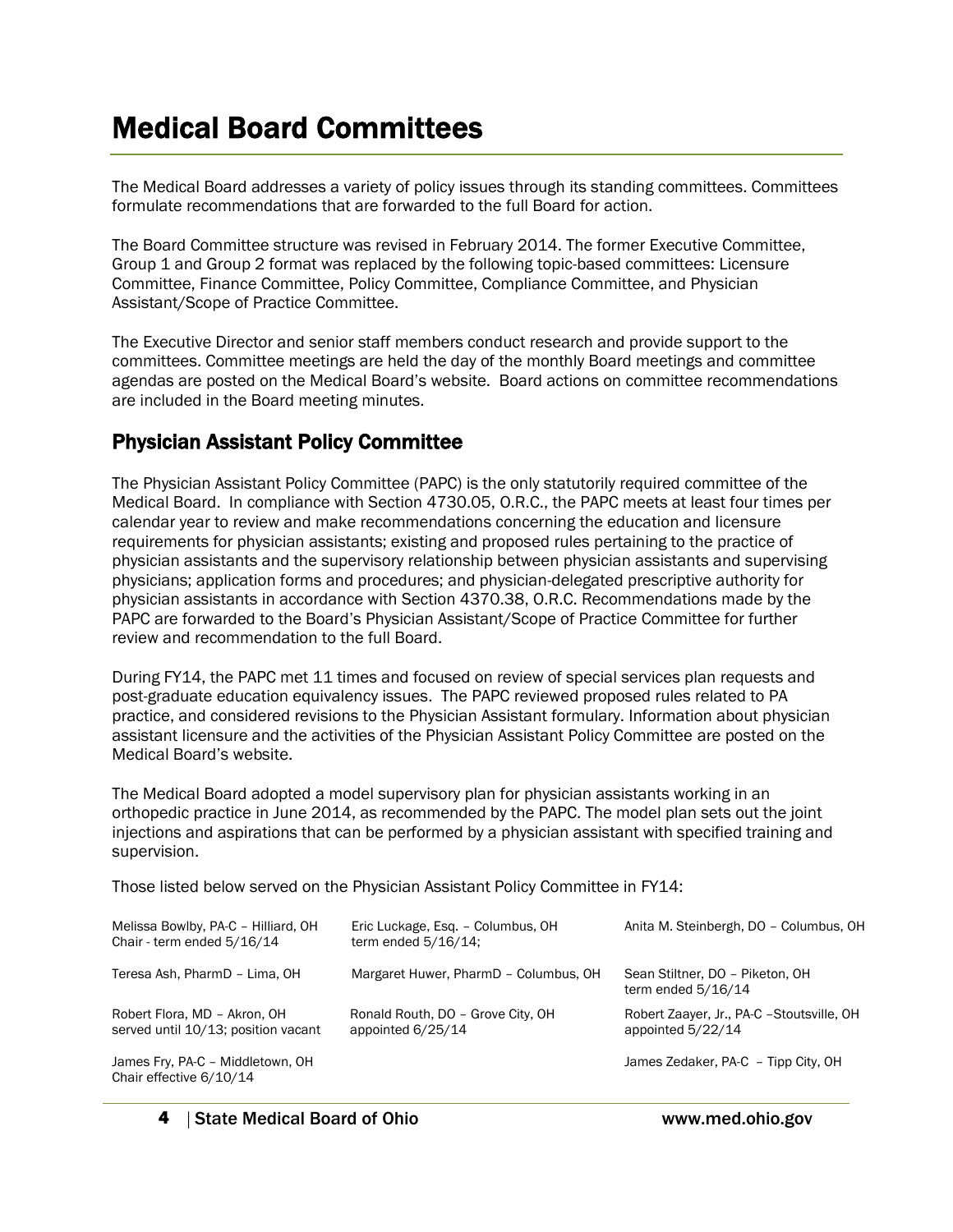# Medical Board Committees

The Medical Board addresses a variety of policy issues through its standing committees. Committees formulate recommendations that are forwarded to the full Board for action.

The Board Committee structure was revised in February 2014. The former Executive Committee, Group 1 and Group 2 format was replaced by the following topic-based committees: Licensure Committee, Finance Committee, Policy Committee, Compliance Committee, and Physician Assistant/Scope of Practice Committee.

The Executive Director and senior staff members conduct research and provide support to the committees. Committee meetings are held the day of the monthly Board meetings and committee agendas are posted on the Medical Board's website. Board actions on committee recommendations are included in the Board meeting minutes.

## Physician Assistant Policy Committee

The Physician Assistant Policy Committee (PAPC) is the only statutorily required committee of the Medical Board. In compliance with Section 4730.05, O.R.C., the PAPC meets at least four times per calendar year to review and make recommendations concerning the education and licensure requirements for physician assistants; existing and proposed rules pertaining to the practice of physician assistants and the supervisory relationship between physician assistants and supervising physicians; application forms and procedures; and physician-delegated prescriptive authority for physician assistants in accordance with Section 4370.38, O.R.C. Recommendations made by the PAPC are forwarded to the Board's Physician Assistant/Scope of Practice Committee for further review and recommendation to the full Board.

During FY14, the PAPC met 11 times and focused on review of special services plan requests and post-graduate education equivalency issues. The PAPC reviewed proposed rules related to PA practice, and considered revisions to the Physician Assistant formulary. Information about physician assistant licensure and the activities of the Physician Assistant Policy Committee are posted on the Medical Board's website.

The Medical Board adopted a model supervisory plan for physician assistants working in an orthopedic practice in June 2014, as recommended by the PAPC. The model plan sets out the joint injections and aspirations that can be performed by a physician assistant with specified training and supervision.

Those listed below served on the Physician Assistant Policy Committee in FY14:

Melissa Bowlby, PA-C – Hilliard, OH
Chair - term ended 5/16/14

Teresa Ash, PharmD – Lima, OH

Robert Flora, MD – Akron, OH
served until 10/13; position vacant

James Fry, PA-C – Middletown, OH
Chair effective 6/10/14

Eric Luckage, Esq. – Columbus, OH
term ended 5/16/14;

Margaret Huwer, PharmD – Columbus, OH

Ronald Routh, DO – Grove City, OH
appointed 6/25/14

Anita M. Steinbergh, DO – Columbus, OH

Sean Stiltner, DO – Piketon, OH
term ended 5/16/14

Robert Zaayer, Jr., PA-C –Stoutsville, OH
appointed 5/22/14

James Zedaker, PA-C – Tipp City, OH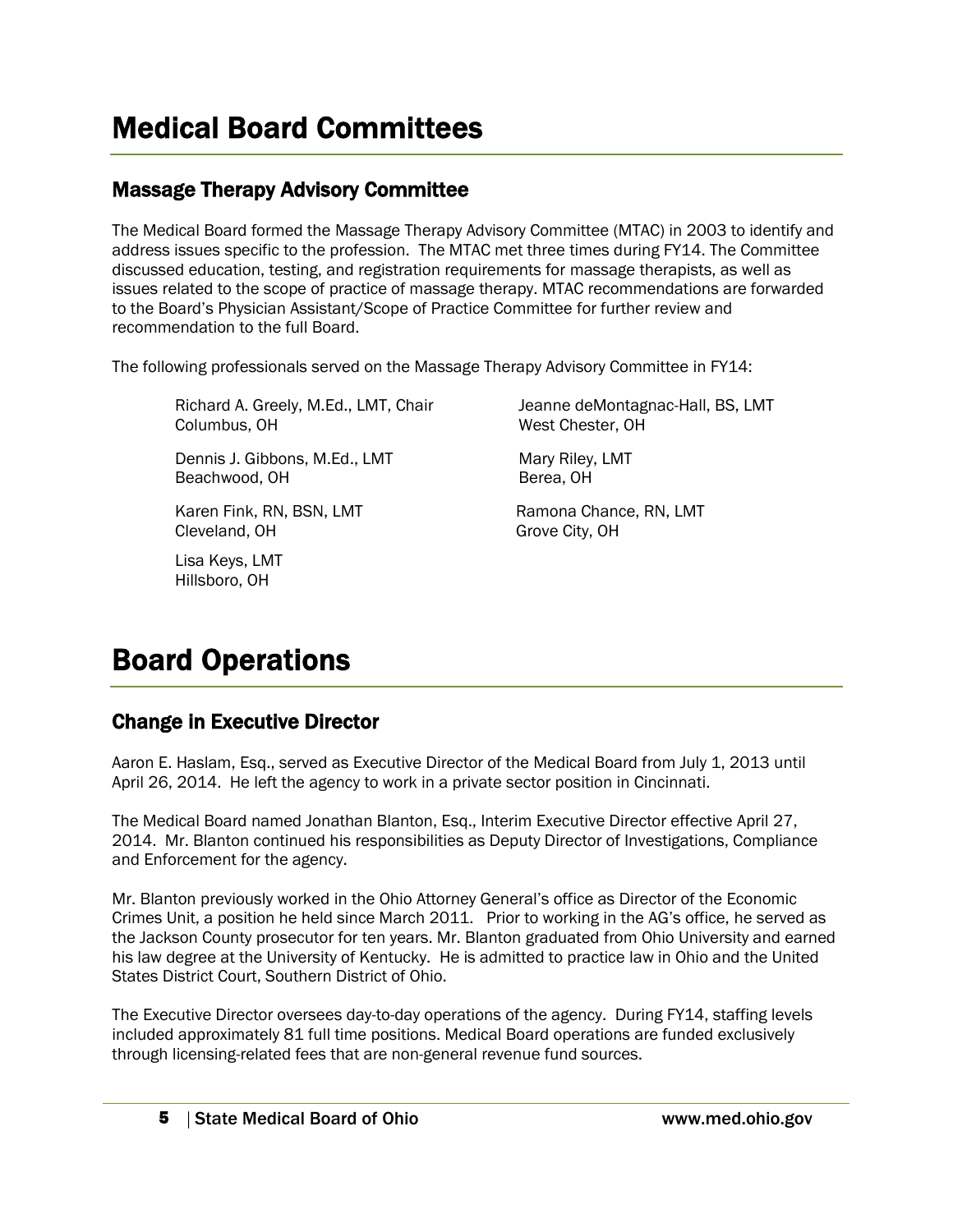# Medical Board Committees

## Massage Therapy Advisory Committee

The Medical Board formed the Massage Therapy Advisory Committee (MTAC) in 2003 to identify and address issues specific to the profession. The MTAC met three times during FY14. The Committee discussed education, testing, and registration requirements for massage therapists, as well as issues related to the scope of practice of massage therapy. MTAC recommendations are forwarded to the Board's Physician Assistant/Scope of Practice Committee for further review and recommendation to the full Board.

The following professionals served on the Massage Therapy Advisory Committee in FY14:

Richard A. Greely, M.Ed., LMT, Chair
Columbus, OH

Dennis J. Gibbons, M.Ed., LMT
Beachwood, OH

Karen Fink, RN, BSN, LMT
Cleveland, OH

Lisa Keys, LMT
Hillsboro, OH

Jeanne deMontagnac-Hall, BS, LMT
West Chester, OH

Mary Riley, LMT
Berea, OH

Ramona Chance, RN, LMT
Grove City, OH

# Board Operations

## Change in Executive Director

Aaron E. Haslam, Esq., served as Executive Director of the Medical Board from July 1, 2013 until April 26, 2014. He left the agency to work in a private sector position in Cincinnati.

The Medical Board named Jonathan Blanton, Esq., Interim Executive Director effective April 27, 2014. Mr. Blanton continued his responsibilities as Deputy Director of Investigations, Compliance and Enforcement for the agency.

Mr. Blanton previously worked in the Ohio Attorney General's office as Director of the Economic Crimes Unit, a position he held since March 2011. Prior to working in the AG's office, he served as the Jackson County prosecutor for ten years. Mr. Blanton graduated from Ohio University and earned his law degree at the University of Kentucky. He is admitted to practice law in Ohio and the United States District Court, Southern District of Ohio.

The Executive Director oversees day-to-day operations of the agency. During FY14, staffing levels included approximately 81 full time positions. Medical Board operations are funded exclusively through licensing-related fees that are non-general revenue fund sources.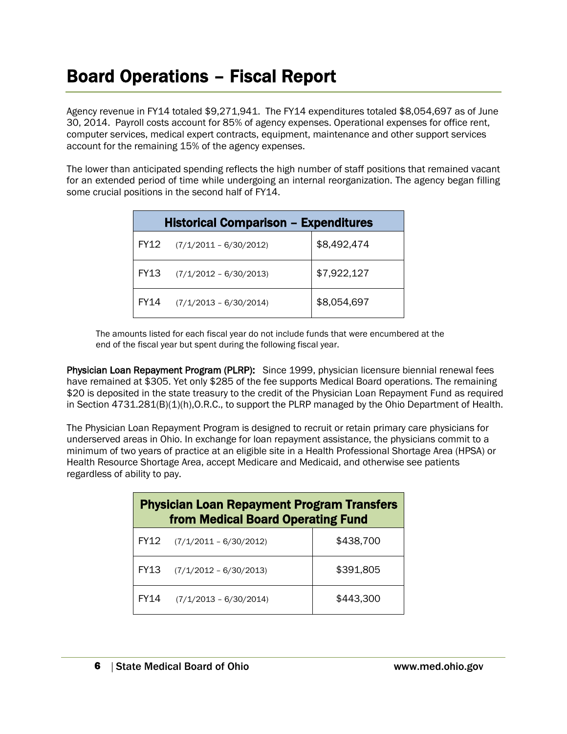# Board Operations – Fiscal Report

Agency revenue in FY14 totaled $9,271,941. The FY14 expenditures totaled $8,054,697 as of June 30, 2014. Payroll costs account for 85% of agency expenses. Operational expenses for office rent, computer services, medical expert contracts, equipment, maintenance and other support services account for the remaining 15% of the agency expenses.

The lower than anticipated spending reflects the high number of staff positions that remained vacant for an extended period of time while undergoing an internal reorganization. The agency began filling some crucial positions in the second half of FY14.

| Historical Comparison – Expenditures | |
|---|---|
| FY12 (7/1/2011 – 6/30/2012) | $8,492,474 |
| FY13 (7/1/2012 – 6/30/2013) | $7,922,127 |
| FY14 (7/1/2013 – 6/30/2014) | $8,054,697 |

The amounts listed for each fiscal year do not include funds that were encumbered at the end of the fiscal year but spent during the following fiscal year.

**Physician Loan Repayment Program (PLRP):** Since 1999, physician licensure biennial renewal fees have remained at $305. Yet only $285 of the fee supports Medical Board operations. The remaining $20 is deposited in the state treasury to the credit of the Physician Loan Repayment Fund as required in Section 4731.281(B)(1)(h),O.R.C., to support the PLRP managed by the Ohio Department of Health.

The Physician Loan Repayment Program is designed to recruit or retain primary care physicians for underserved areas in Ohio. In exchange for loan repayment assistance, the physicians commit to a minimum of two years of practice at an eligible site in a Health Professional Shortage Area (HPSA) or Health Resource Shortage Area, accept Medicare and Medicaid, and otherwise see patients regardless of ability to pay.

| Physician Loan Repayment Program Transfers from Medical Board Operating Fund | |
|---|---|
| FY12 (7/1/2011 – 6/30/2012) | $438,700 |
| FY13 (7/1/2012 – 6/30/2013) | $391,805 |
| FY14 (7/1/2013 – 6/30/2014) | $443,300 |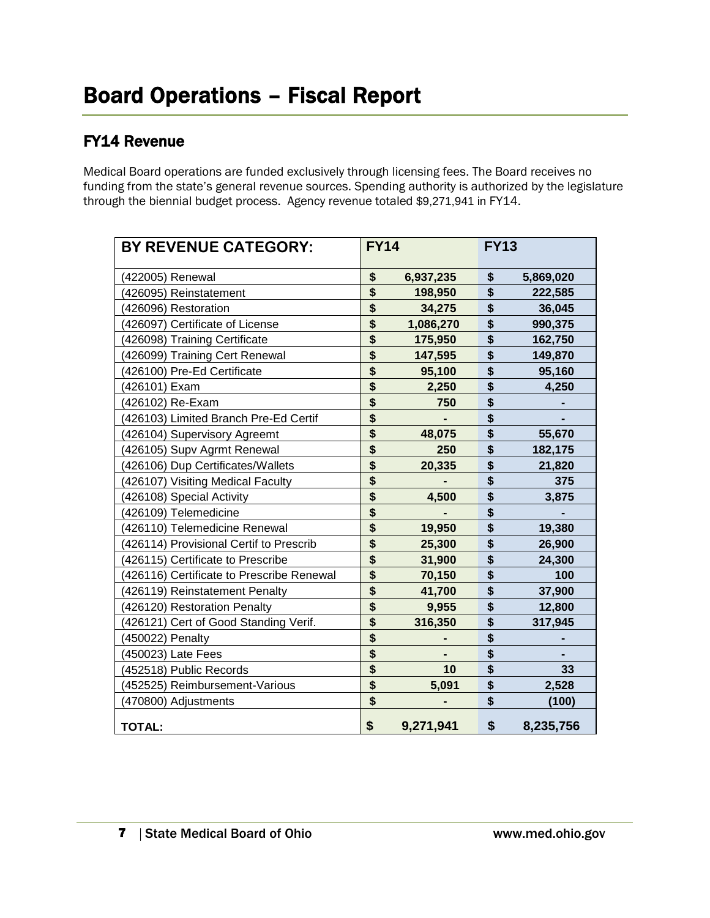# Board Operations – Fiscal Report

## FY14 Revenue

Medical Board operations are funded exclusively through licensing fees. The Board receives no funding from the state's general revenue sources. Spending authority is authorized by the legislature through the biennial budget process. Agency revenue totaled $9,271,941 in FY14.

| BY REVENUE CATEGORY: | FY14 | FY13 |
|---|---|---|
| (422005) Renewal | $ 6,937,235 | $ 5,869,020 |
| (426095) Reinstatement | $ 198,950 | $ 222,585 |
| (426096) Restoration | $ 34,275 | $ 36,045 |
| (426097) Certificate of License | $ 1,086,270 | $ 990,375 |
| (426098) Training Certificate | $ 175,950 | $ 162,750 |
| (426099) Training Cert Renewal | $ 147,595 | $ 149,870 |
| (426100) Pre-Ed Certificate | $ 95,100 | $ 95,160 |
| (426101) Exam | $ 2,250 | $ 4,250 |
| (426102) Re-Exam | $ 750 | $ - |
| (426103) Limited Branch Pre-Ed Certif | $ - | $ - |
| (426104) Supervisory Agreemt | $ 48,075 | $ 55,670 |
| (426105) Supv Agrmt Renewal | $ 250 | $ 182,175 |
| (426106) Dup Certificates/Wallets | $ 20,335 | $ 21,820 |
| (426107) Visiting Medical Faculty | $ - | $ 375 |
| (426108) Special Activity | $ 4,500 | $ 3,875 |
| (426109) Telemedicine | $ - | $ - |
| (426110) Telemedicine Renewal | $ 19,950 | $ 19,380 |
| (426114) Provisional Certif to Prescrib | $ 25,300 | $ 26,900 |
| (426115) Certificate to Prescribe | $ 31,900 | $ 24,300 |
| (426116) Certificate to Prescribe Renewal | $ 70,150 | $ 100 |
| (426119) Reinstatement Penalty | $ 41,700 | $ 37,900 |
| (426120) Restoration Penalty | $ 9,955 | $ 12,800 |
| (426121) Cert of Good Standing Verif. | $ 316,350 | $ 317,945 |
| (450022) Penalty | $ - | $ - |
| (450023) Late Fees | $ - | $ - |
| (452518) Public Records | $ 10 | $ 33 |
| (452525) Reimbursement-Various | $ 5,091 | $ 2,528 |
| (470800) Adjustments | $ - | $ (100) |
| **TOTAL:** | **$ 9,271,941** | **$ 8,235,756** |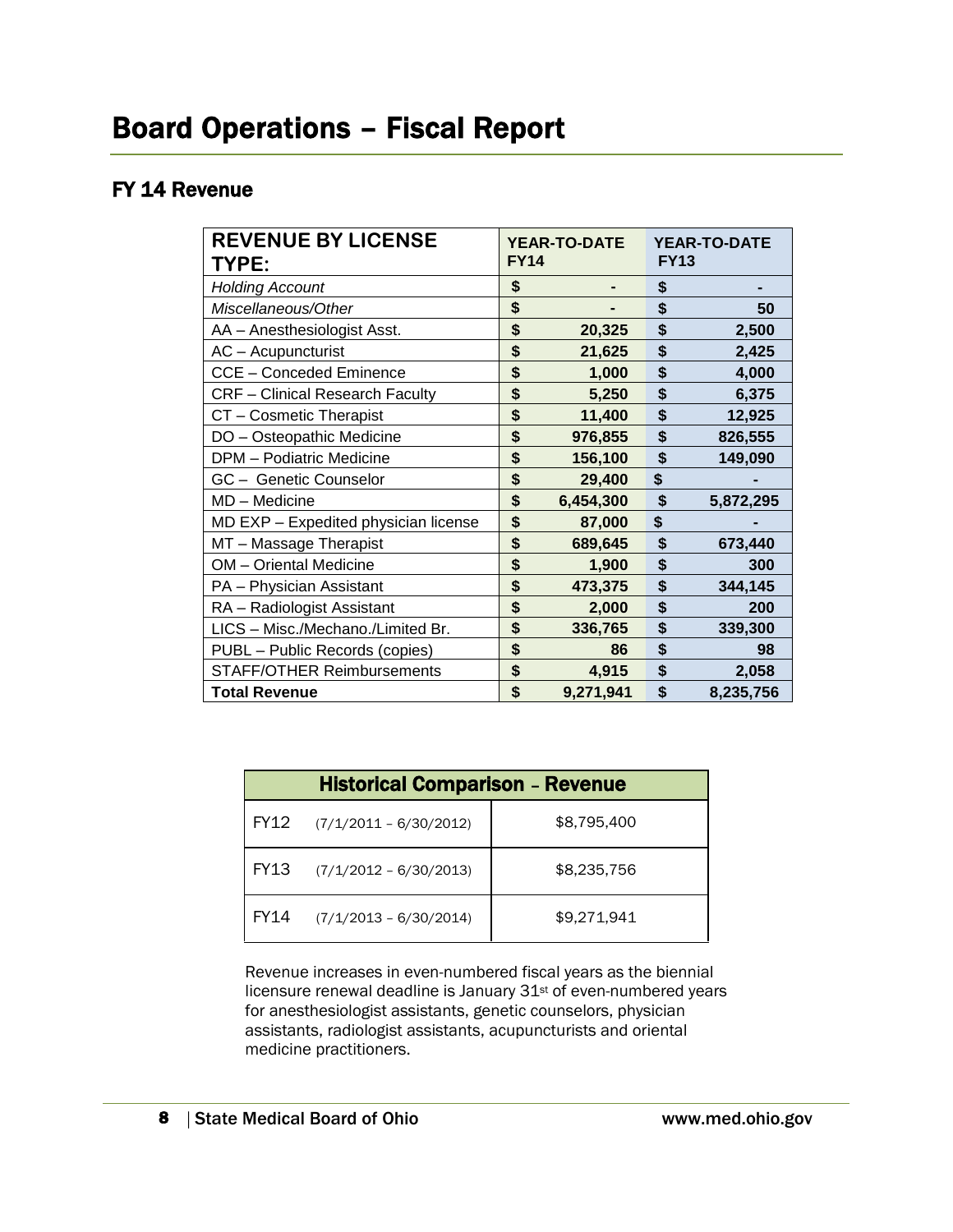# Board Operations – Fiscal Report

## FY 14 Revenue

| REVENUE BY LICENSE TYPE: | YEAR-TO-DATE FY14 | YEAR-TO-DATE FY13 |
|---|---|---|
| *Holding Account* | $ - | $ - |
| *Miscellaneous/Other* | $ - | $ 50 |
| AA – Anesthesiologist Asst. | $ 20,325 | $ 2,500 |
| AC – Acupuncturist | $ 21,625 | $ 2,425 |
| CCE – Conceded Eminence | $ 1,000 | $ 4,000 |
| CRF – Clinical Research Faculty | $ 5,250 | $ 6,375 |
| CT – Cosmetic Therapist | $ 11,400 | $ 12,925 |
| DO – Osteopathic Medicine | $ 976,855 | $ 826,555 |
| DPM – Podiatric Medicine | $ 156,100 | $ 149,090 |
| GC – Genetic Counselor | $ 29,400 | $ - |
| MD – Medicine | $ 6,454,300 | $ 5,872,295 |
| MD EXP – Expedited physician license | $ 87,000 | $ - |
| MT – Massage Therapist | $ 689,645 | $ 673,440 |
| OM – Oriental Medicine | $ 1,900 | $ 300 |
| PA – Physician Assistant | $ 473,375 | $ 344,145 |
| RA – Radiologist Assistant | $ 2,000 | $ 200 |
| LICS – Misc./Mechano./Limited Br. | $ 336,765 | $ 339,300 |
| PUBL – Public Records (copies) | $ 86 | $ 98 |
| STAFF/OTHER Reimbursements | $ 4,915 | $ 2,058 |
| **Total Revenue** | **$ 9,271,941** | **$ 8,235,756** |

| Historical Comparison – Revenue | |
|---|---|
| FY12 (7/1/2011 – 6/30/2012) | $8,795,400 |
| FY13 (7/1/2012 – 6/30/2013) | $8,235,756 |
| FY14 (7/1/2013 – 6/30/2014) | $9,271,941 |

Revenue increases in even-numbered fiscal years as the biennial licensure renewal deadline is January 31st of even-numbered years for anesthesiologist assistants, genetic counselors, physician assistants, radiologist assistants, acupuncturists and oriental medicine practitioners.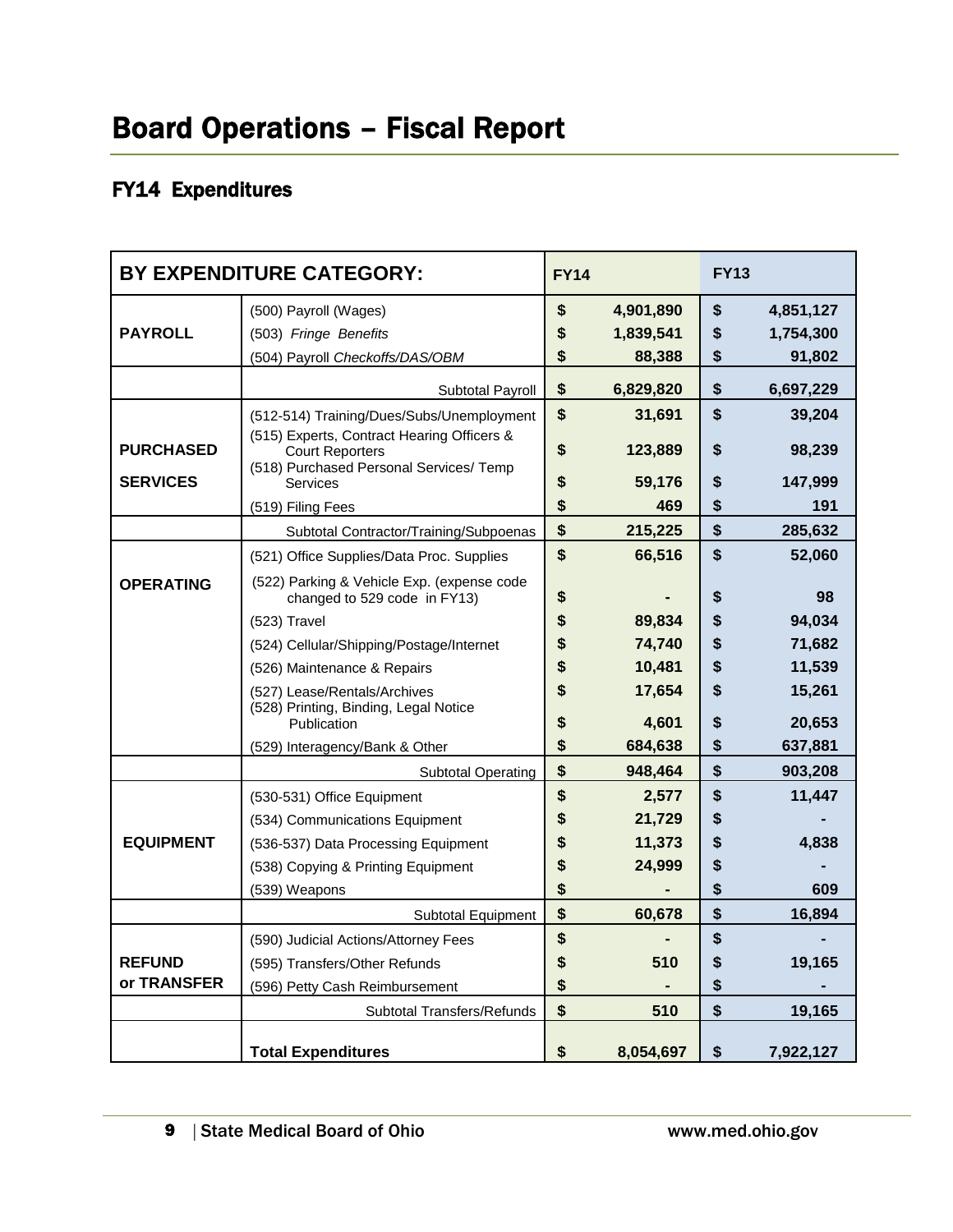# Board Operations – Fiscal Report

## FY14 Expenditures

| BY EXPENDITURE CATEGORY: | | FY14 | | FY13 | |
|---|---|---|---|---|---|
| PAYROLL | (500) Payroll (Wages) | $ | 4,901,890 | $ | 4,851,127 |
| | (503) *Fringe Benefits* | $ | 1,839,541 | $ | 1,754,300 |
| | (504) Payroll *Checkoffs/DAS/OBM* | $ | 88,388 | $ | 91,802 |
| | Subtotal Payroll | $ | 6,829,820 | $ | 6,697,229 |
| PURCHASED SERVICES | (512-514) Training/Dues/Subs/Unemployment | $ | 31,691 | $ | 39,204 |
| | (515) Experts, Contract Hearing Officers & Court Reporters | $ | 123,889 | $ | 98,239 |
| | (518) Purchased Personal Services/ Temp Services | $ | 59,176 | $ | 147,999 |
| | (519) Filing Fees | $ | 469 | $ | 191 |
| | Subtotal Contractor/Training/Subpoenas | $ | 215,225 | $ | 285,632 |
| OPERATING | (521) Office Supplies/Data Proc. Supplies | $ | 66,516 | $ | 52,060 |
| | (522) Parking & Vehicle Exp. (expense code changed to 529 code in FY13) | $ | - | $ | 98 |
| | (523) Travel | $ | 89,834 | $ | 94,034 |
| | (524) Cellular/Shipping/Postage/Internet | $ | 74,740 | $ | 71,682 |
| | (526) Maintenance & Repairs | $ | 10,481 | $ | 11,539 |
| | (527) Lease/Rentals/Archives | $ | 17,654 | $ | 15,261 |
| | (528) Printing, Binding, Legal Notice Publication | $ | 4,601 | $ | 20,653 |
| | (529) Interagency/Bank & Other | $ | 684,638 | $ | 637,881 |
| | Subtotal Operating | $ | 948,464 | $ | 903,208 |
| EQUIPMENT | (530-531) Office Equipment | $ | 2,577 | $ | 11,447 |
| | (534) Communications Equipment | $ | 21,729 | $ | - |
| | (536-537) Data Processing Equipment | $ | 11,373 | $ | 4,838 |
| | (538) Copying & Printing Equipment | $ | 24,999 | $ | - |
| | (539) Weapons | $ | - | $ | 609 |
| | Subtotal Equipment | $ | 60,678 | $ | 16,894 |
| REFUND or TRANSFER | (590) Judicial Actions/Attorney Fees | $ | - | $ | - |
| | (595) Transfers/Other Refunds | $ | 510 | $ | 19,165 |
| | (596) Petty Cash Reimbursement | $ | - | $ | - |
| | Subtotal Transfers/Refunds | $ | 510 | $ | 19,165 |
| | **Total Expenditures** | $ | 8,054,697 | $ | 7,922,127 |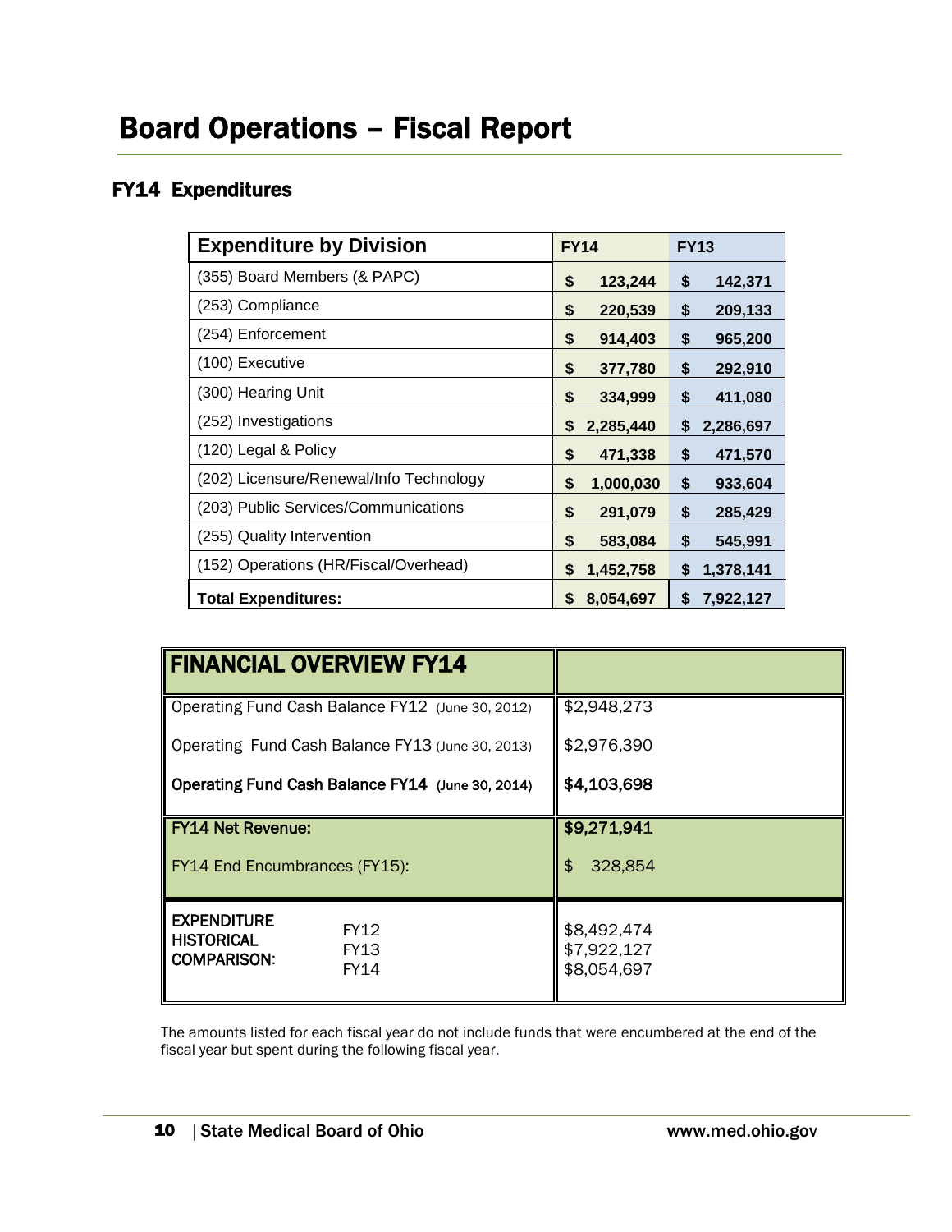# Board Operations – Fiscal Report

## FY14 Expenditures

| Expenditure by Division | FY14 | FY13 |
|---|---|---|
| (355) Board Members (& PAPC) | $ 123,244 | $ 142,371 |
| (253) Compliance | $ 220,539 | $ 209,133 |
| (254) Enforcement | $ 914,403 | $ 965,200 |
| (100) Executive | $ 377,780 | $ 292,910 |
| (300) Hearing Unit | $ 334,999 | $ 411,080 |
| (252) Investigations | $ 2,285,440 | $ 2,286,697 |
| (120) Legal & Policy | $ 471,338 | $ 471,570 |
| (202) Licensure/Renewal/Info Technology | $ 1,000,030 | $ 933,604 |
| (203) Public Services/Communications | $ 291,079 | $ 285,429 |
| (255) Quality Intervention | $ 583,084 | $ 545,991 |
| (152) Operations (HR/Fiscal/Overhead) | $ 1,452,758 | $ 1,378,141 |
| **Total Expenditures:** | **$ 8,054,697** | **$ 7,922,127** |

| FINANCIAL OVERVIEW FY14 | |
|---|---|
| Operating Fund Cash Balance FY12 (June 30, 2012) | $2,948,273 |
| Operating Fund Cash Balance FY13 (June 30, 2013) | $2,976,390 |
| **Operating Fund Cash Balance FY14 (June 30, 2014)** | **$4,103,698** |
| **FY14 Net Revenue:** | **$9,271,941** |
| FY14 End Encumbrances (FY15): | $ 328,854 |
| **EXPENDITURE HISTORICAL COMPARISON:** FY12 | $8,492,474 |
| FY13 | $7,922,127 |
| FY14 | $8,054,697 |

The amounts listed for each fiscal year do not include funds that were encumbered at the end of the fiscal year but spent during the following fiscal year.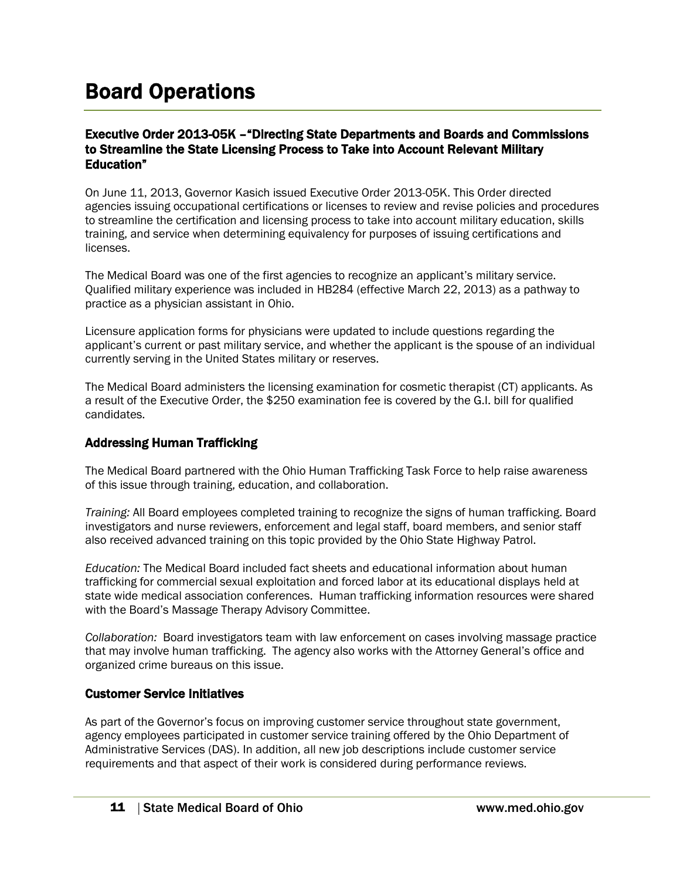# Board Operations

### Executive Order 2013-05K –"Directing State Departments and Boards and Commissions to Streamline the State Licensing Process to Take into Account Relevant Military Education"

On June 11, 2013, Governor Kasich issued Executive Order 2013-05K. This Order directed agencies issuing occupational certifications or licenses to review and revise policies and procedures to streamline the certification and licensing process to take into account military education, skills training, and service when determining equivalency for purposes of issuing certifications and licenses.

The Medical Board was one of the first agencies to recognize an applicant's military service. Qualified military experience was included in HB284 (effective March 22, 2013) as a pathway to practice as a physician assistant in Ohio.

Licensure application forms for physicians were updated to include questions regarding the applicant's current or past military service, and whether the applicant is the spouse of an individual currently serving in the United States military or reserves.

The Medical Board administers the licensing examination for cosmetic therapist (CT) applicants. As a result of the Executive Order, the $250 examination fee is covered by the G.I. bill for qualified candidates.

### Addressing Human Trafficking

The Medical Board partnered with the Ohio Human Trafficking Task Force to help raise awareness of this issue through training, education, and collaboration.

*Training:* All Board employees completed training to recognize the signs of human trafficking. Board investigators and nurse reviewers, enforcement and legal staff, board members, and senior staff also received advanced training on this topic provided by the Ohio State Highway Patrol.

*Education:* The Medical Board included fact sheets and educational information about human trafficking for commercial sexual exploitation and forced labor at its educational displays held at state wide medical association conferences. Human trafficking information resources were shared with the Board's Massage Therapy Advisory Committee.

*Collaboration:* Board investigators team with law enforcement on cases involving massage practice that may involve human trafficking. The agency also works with the Attorney General's office and organized crime bureaus on this issue.

### Customer Service Initiatives

As part of the Governor's focus on improving customer service throughout state government, agency employees participated in customer service training offered by the Ohio Department of Administrative Services (DAS). In addition, all new job descriptions include customer service requirements and that aspect of their work is considered during performance reviews.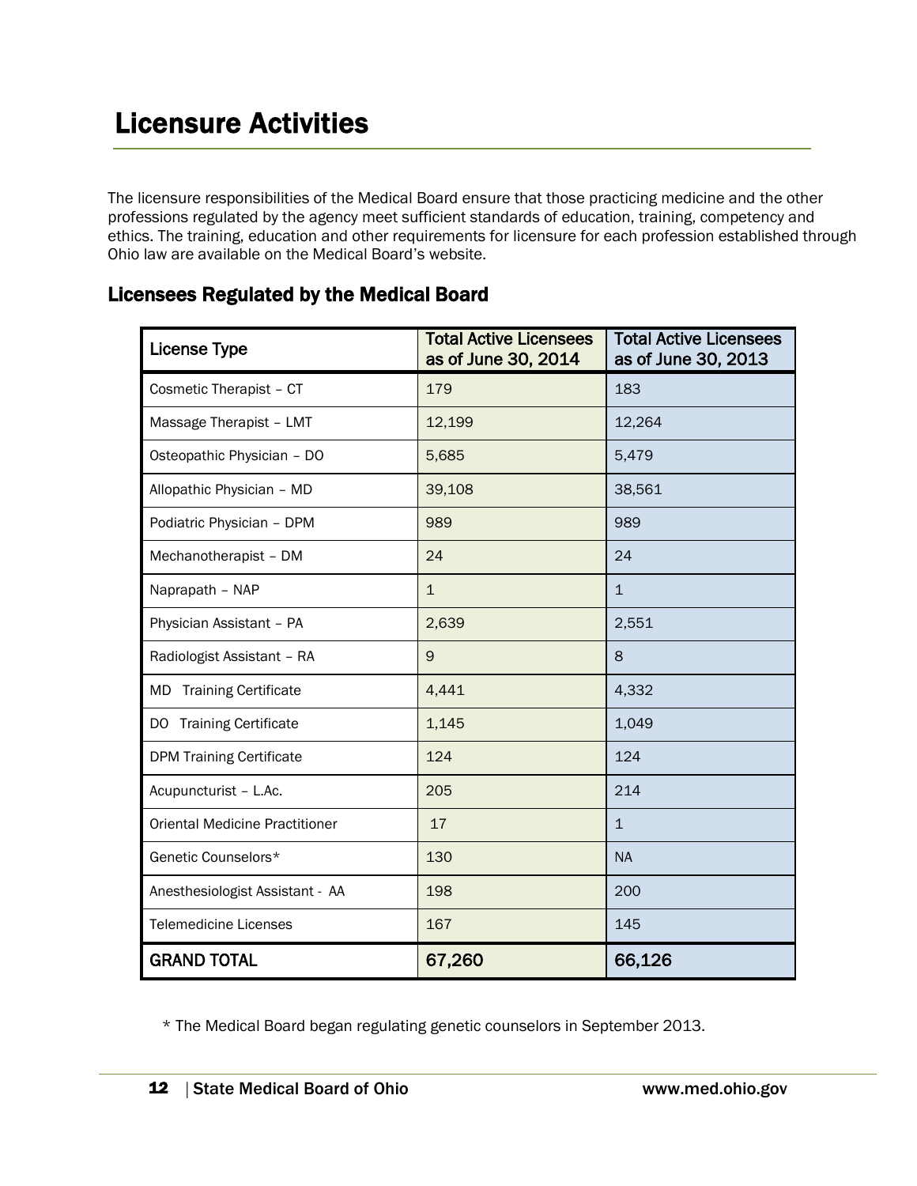# Licensure Activities

The licensure responsibilities of the Medical Board ensure that those practicing medicine and the other professions regulated by the agency meet sufficient standards of education, training, competency and ethics. The training, education and other requirements for licensure for each profession established through Ohio law are available on the Medical Board's website.

## Licensees Regulated by the Medical Board

| License Type | Total Active Licensees as of June 30, 2014 | Total Active Licensees as of June 30, 2013 |
|---|---|---|
| Cosmetic Therapist – CT | 179 | 183 |
| Massage Therapist – LMT | 12,199 | 12,264 |
| Osteopathic Physician – DO | 5,685 | 5,479 |
| Allopathic Physician – MD | 39,108 | 38,561 |
| Podiatric Physician – DPM | 989 | 989 |
| Mechanotherapist – DM | 24 | 24 |
| Naprapath – NAP | 1 | 1 |
| Physician Assistant – PA | 2,639 | 2,551 |
| Radiologist Assistant – RA | 9 | 8 |
| MD Training Certificate | 4,441 | 4,332 |
| DO Training Certificate | 1,145 | 1,049 |
| DPM Training Certificate | 124 | 124 |
| Acupuncturist – L.Ac. | 205 | 214 |
| Oriental Medicine Practitioner | 17 | 1 |
| Genetic Counselors* | 130 | NA |
| Anesthesiologist Assistant - AA | 198 | 200 |
| Telemedicine Licenses | 167 | 145 |
| **GRAND TOTAL** | **67,260** | **66,126** |

* The Medical Board began regulating genetic counselors in September 2013.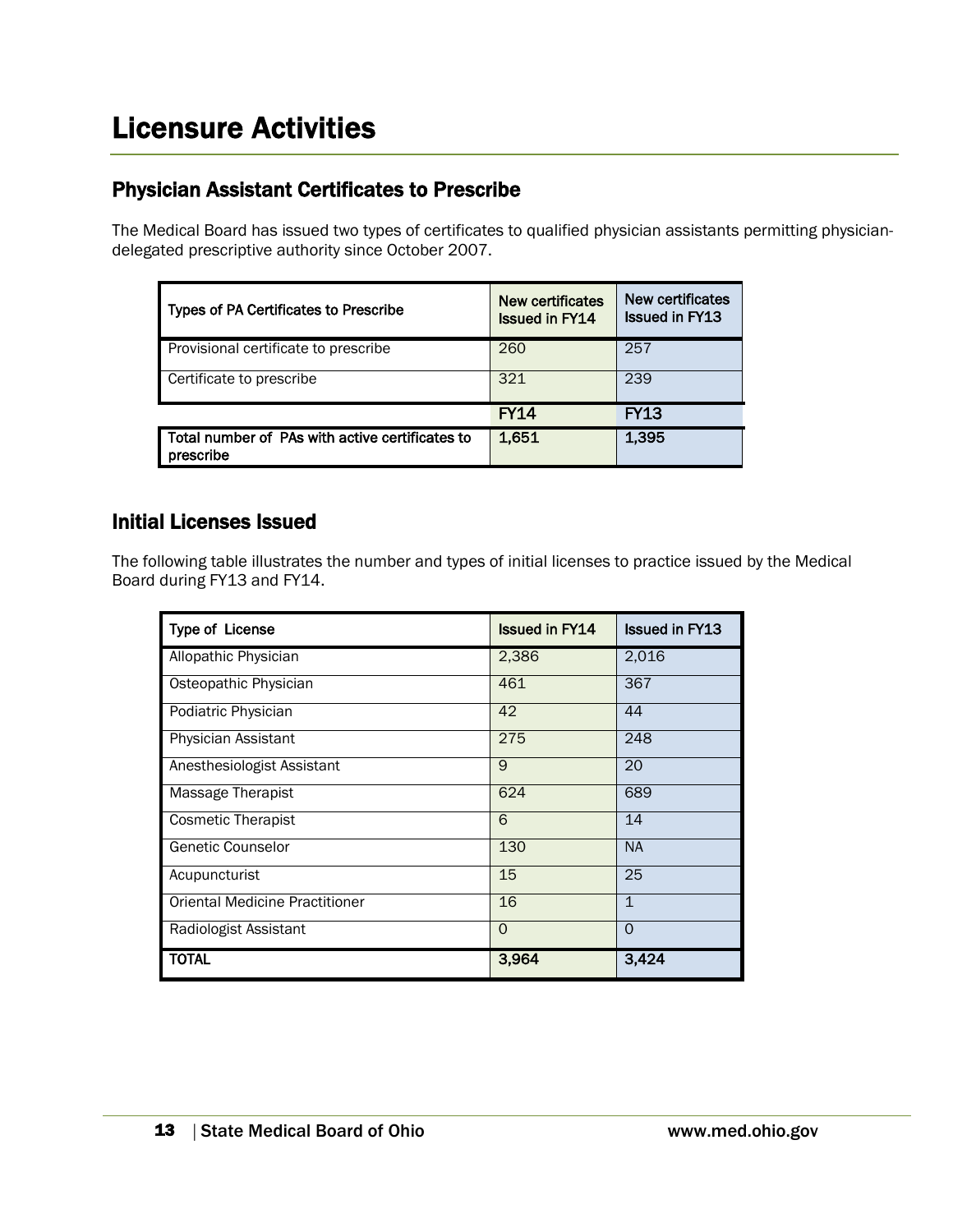# Licensure Activities

## Physician Assistant Certificates to Prescribe

The Medical Board has issued two types of certificates to qualified physician assistants permitting physician-delegated prescriptive authority since October 2007.

| Types of PA Certificates to Prescribe | New certificates Issued in FY14 | New certificates Issued in FY13 |
|---|---|---|
| Provisional certificate to prescribe | 260 | 257 |
| Certificate to prescribe | 321 | 239 |
| | **FY14** | **FY13** |
| **Total number of PAs with active certificates to prescribe** | **1,651** | **1,395** |

## Initial Licenses Issued

The following table illustrates the number and types of initial licenses to practice issued by the Medical Board during FY13 and FY14.

| Type of License | Issued in FY14 | Issued in FY13 |
|---|---|---|
| Allopathic Physician | 2,386 | 2,016 |
| Osteopathic Physician | 461 | 367 |
| Podiatric Physician | 42 | 44 |
| Physician Assistant | 275 | 248 |
| Anesthesiologist Assistant | 9 | 20 |
| Massage Therapist | 624 | 689 |
| Cosmetic Therapist | 6 | 14 |
| Genetic Counselor | 130 | NA |
| Acupuncturist | 15 | 25 |
| Oriental Medicine Practitioner | 16 | 1 |
| Radiologist Assistant | 0 | 0 |
| **TOTAL** | **3,964** | **3,424** |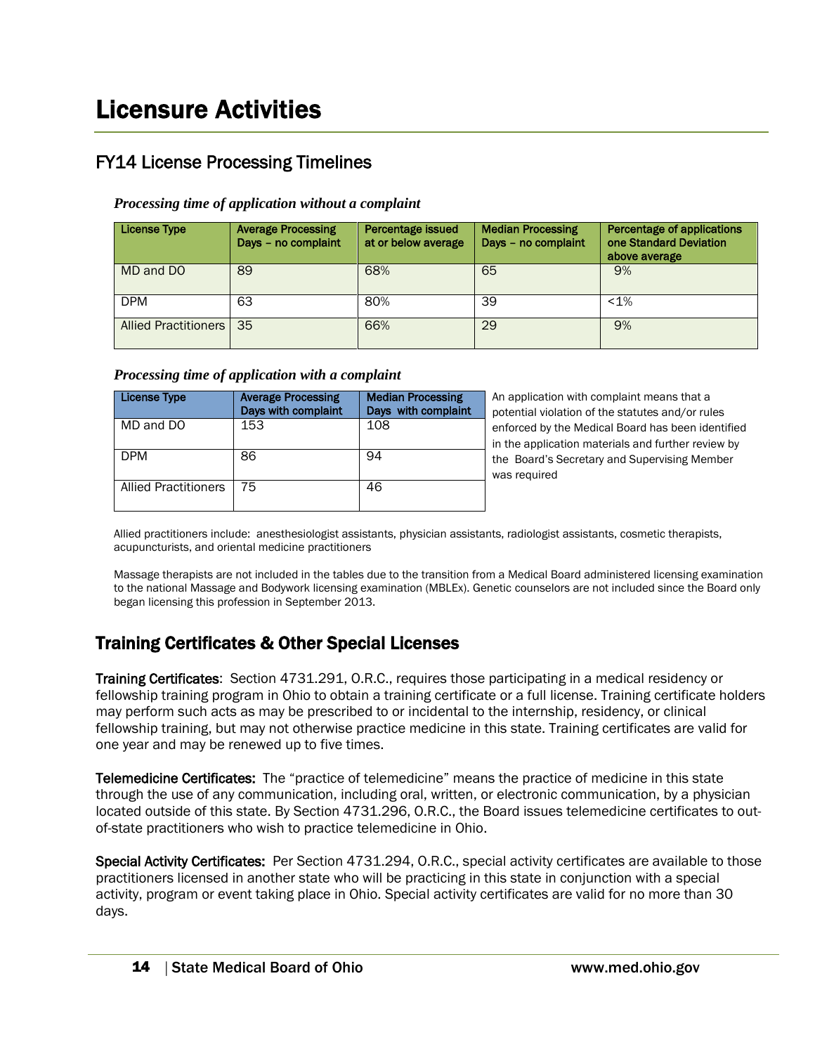# Licensure Activities

## FY14 License Processing Timelines

***Processing time of application without a complaint***

| License Type | Average Processing Days – no complaint | Percentage issued at or below average | Median Processing Days – no complaint | Percentage of applications one Standard Deviation above average |
|---|---|---|---|---|
| MD and DO | 89 | 68% | 65 | 9% |
| DPM | 63 | 80% | 39 | <1% |
| Allied Practitioners | 35 | 66% | 29 | 9% |

***Processing time of application with a complaint***

| License Type | Average Processing Days with complaint | Median Processing Days with complaint |
|---|---|---|
| MD and DO | 153 | 108 |
| DPM | 86 | 94 |
| Allied Practitioners | 75 | 46 |

An application with complaint means that a potential violation of the statutes and/or rules enforced by the Medical Board has been identified in the application materials and further review by the Board's Secretary and Supervising Member was required

Allied practitioners include: anesthesiologist assistants, physician assistants, radiologist assistants, cosmetic therapists, acupuncturists, and oriental medicine practitioners

Massage therapists are not included in the tables due to the transition from a Medical Board administered licensing examination to the national Massage and Bodywork licensing examination (MBLEx). Genetic counselors are not included since the Board only began licensing this profession in September 2013.

## Training Certificates & Other Special Licenses

**Training Certificates**: Section 4731.291, O.R.C., requires those participating in a medical residency or fellowship training program in Ohio to obtain a training certificate or a full license. Training certificate holders may perform such acts as may be prescribed to or incidental to the internship, residency, or clinical fellowship training, but may not otherwise practice medicine in this state. Training certificates are valid for one year and may be renewed up to five times.

**Telemedicine Certificates:** The "practice of telemedicine" means the practice of medicine in this state through the use of any communication, including oral, written, or electronic communication, by a physician located outside of this state. By Section 4731.296, O.R.C., the Board issues telemedicine certificates to out-of-state practitioners who wish to practice telemedicine in Ohio.

**Special Activity Certificates:** Per Section 4731.294, O.R.C., special activity certificates are available to those practitioners licensed in another state who will be practicing in this state in conjunction with a special activity, program or event taking place in Ohio. Special activity certificates are valid for no more than 30 days.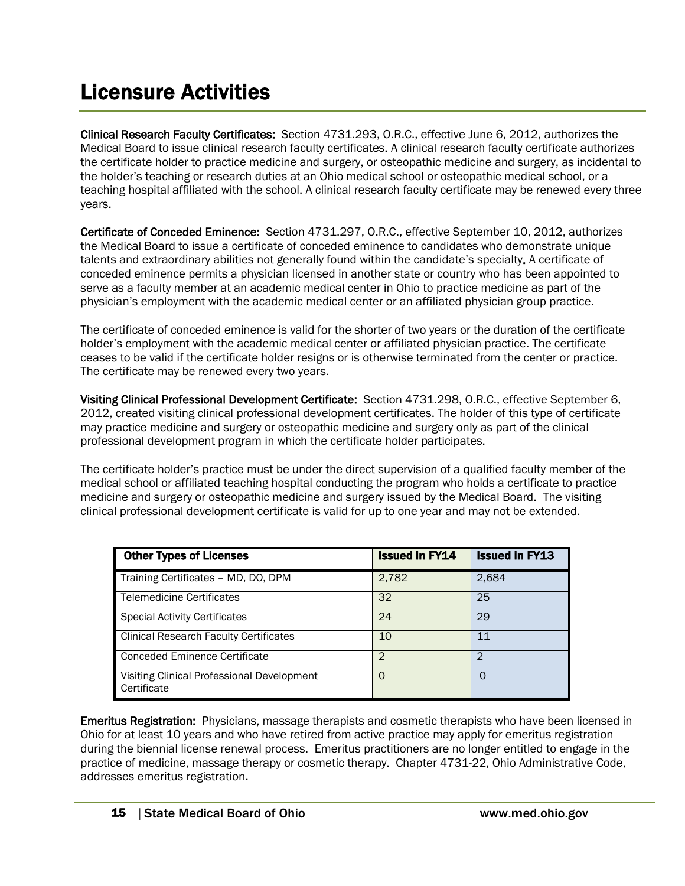# Licensure Activities

**Clinical Research Faculty Certificates:** Section 4731.293, O.R.C., effective June 6, 2012, authorizes the Medical Board to issue clinical research faculty certificates. A clinical research faculty certificate authorizes the certificate holder to practice medicine and surgery, or osteopathic medicine and surgery, as incidental to the holder's teaching or research duties at an Ohio medical school or osteopathic medical school, or a teaching hospital affiliated with the school. A clinical research faculty certificate may be renewed every three years.

**Certificate of Conceded Eminence:** Section 4731.297, O.R.C., effective September 10, 2012, authorizes the Medical Board to issue a certificate of conceded eminence to candidates who demonstrate unique talents and extraordinary abilities not generally found within the candidate's specialty. A certificate of conceded eminence permits a physician licensed in another state or country who has been appointed to serve as a faculty member at an academic medical center in Ohio to practice medicine as part of the physician's employment with the academic medical center or an affiliated physician group practice.

The certificate of conceded eminence is valid for the shorter of two years or the duration of the certificate holder's employment with the academic medical center or affiliated physician practice. The certificate ceases to be valid if the certificate holder resigns or is otherwise terminated from the center or practice. The certificate may be renewed every two years.

**Visiting Clinical Professional Development Certificate:** Section 4731.298, O.R.C., effective September 6, 2012, created visiting clinical professional development certificates. The holder of this type of certificate may practice medicine and surgery or osteopathic medicine and surgery only as part of the clinical professional development program in which the certificate holder participates.

The certificate holder's practice must be under the direct supervision of a qualified faculty member of the medical school or affiliated teaching hospital conducting the program who holds a certificate to practice medicine and surgery or osteopathic medicine and surgery issued by the Medical Board. The visiting clinical professional development certificate is valid for up to one year and may not be extended.

| Other Types of Licenses | Issued in FY14 | Issued in FY13 |
|---|---|---|
| Training Certificates – MD, DO, DPM | 2,782 | 2,684 |
| Telemedicine Certificates | 32 | 25 |
| Special Activity Certificates | 24 | 29 |
| Clinical Research Faculty Certificates | 10 | 11 |
| Conceded Eminence Certificate | 2 | 2 |
| Visiting Clinical Professional Development Certificate | 0 | 0 |

**Emeritus Registration:** Physicians, massage therapists and cosmetic therapists who have been licensed in Ohio for at least 10 years and who have retired from active practice may apply for emeritus registration during the biennial license renewal process. Emeritus practitioners are no longer entitled to engage in the practice of medicine, massage therapy or cosmetic therapy. Chapter 4731-22, Ohio Administrative Code, addresses emeritus registration.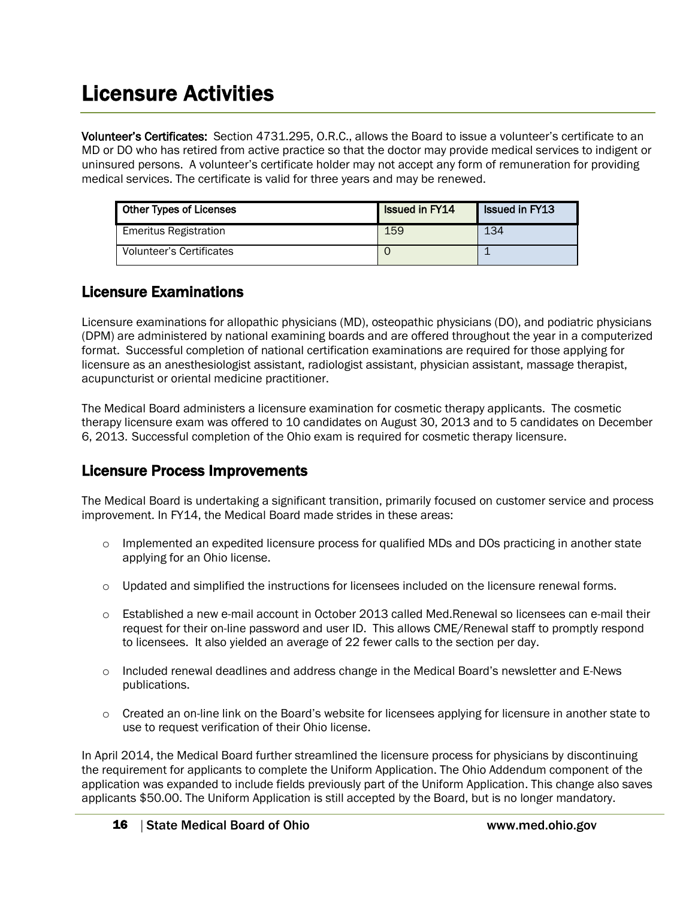# Licensure Activities

**Volunteer's Certificates:** Section 4731.295, O.R.C., allows the Board to issue a volunteer's certificate to an MD or DO who has retired from active practice so that the doctor may provide medical services to indigent or uninsured persons. A volunteer's certificate holder may not accept any form of remuneration for providing medical services. The certificate is valid for three years and may be renewed.

| Other Types of Licenses | Issued in FY14 | Issued in FY13 |
|---|---|---|
| Emeritus Registration | 159 | 134 |
| Volunteer's Certificates | 0 | 1 |

## Licensure Examinations

Licensure examinations for allopathic physicians (MD), osteopathic physicians (DO), and podiatric physicians (DPM) are administered by national examining boards and are offered throughout the year in a computerized format. Successful completion of national certification examinations are required for those applying for licensure as an anesthesiologist assistant, radiologist assistant, physician assistant, massage therapist, acupuncturist or oriental medicine practitioner.

The Medical Board administers a licensure examination for cosmetic therapy applicants. The cosmetic therapy licensure exam was offered to 10 candidates on August 30, 2013 and to 5 candidates on December 6, 2013. Successful completion of the Ohio exam is required for cosmetic therapy licensure.

## Licensure Process Improvements

The Medical Board is undertaking a significant transition, primarily focused on customer service and process improvement. In FY14, the Medical Board made strides in these areas:

- Implemented an expedited licensure process for qualified MDs and DOs practicing in another state applying for an Ohio license.
- Updated and simplified the instructions for licensees included on the licensure renewal forms.
- Established a new e-mail account in October 2013 called Med.Renewal so licensees can e-mail their request for their on-line password and user ID. This allows CME/Renewal staff to promptly respond to licensees. It also yielded an average of 22 fewer calls to the section per day.
- Included renewal deadlines and address change in the Medical Board's newsletter and E-News publications.
- Created an on-line link on the Board's website for licensees applying for licensure in another state to use to request verification of their Ohio license.

In April 2014, the Medical Board further streamlined the licensure process for physicians by discontinuing the requirement for applicants to complete the Uniform Application. The Ohio Addendum component of the application was expanded to include fields previously part of the Uniform Application. This change also saves applicants $50.00. The Uniform Application is still accepted by the Board, but is no longer mandatory.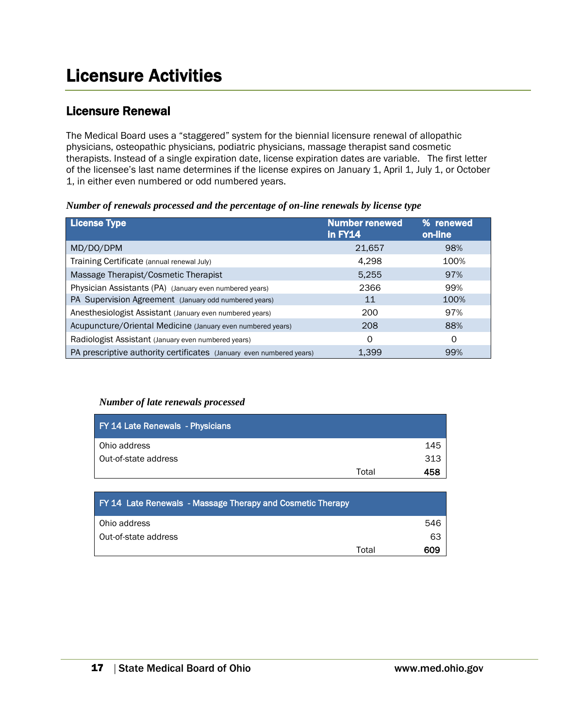# Licensure Activities

## Licensure Renewal

The Medical Board uses a “staggered” system for the biennial licensure renewal of allopathic physicians, osteopathic physicians, podiatric physicians, massage therapist sand cosmetic therapists. Instead of a single expiration date, license expiration dates are variable. The first letter of the licensee’s last name determines if the license expires on January 1, April 1, July 1, or October 1, in either even numbered or odd numbered years.

***Number of renewals processed and the percentage of on-line renewals by license type***

| License Type | Number renewed in FY14 | % renewed on-line |
|---|---|---|
| MD/DO/DPM | 21,657 | 98% |
| Training Certificate (annual renewal July) | 4,298 | 100% |
| Massage Therapist/Cosmetic Therapist | 5,255 | 97% |
| Physician Assistants (PA) (January even numbered years) | 2366 | 99% |
| PA Supervision Agreement (January odd numbered years) | 11 | 100% |
| Anesthesiologist Assistant (January even numbered years) | 200 | 97% |
| Acupuncture/Oriental Medicine (January even numbered years) | 208 | 88% |
| Radiologist Assistant (January even numbered years) | 0 | 0 |
| PA prescriptive authority certificates (January even numbered years) | 1,399 | 99% |

***Number of late renewals processed***

| FY 14 Late Renewals - Physicians | | |
|---|---|---|
| Ohio address | | 145 |
| Out-of-state address | | 313 |
| | Total | **458** |

| FY 14 Late Renewals - Massage Therapy and Cosmetic Therapy | | |
|---|---|---|
| Ohio address | | 546 |
| Out-of-state address | | 63 |
| | Total | **609** |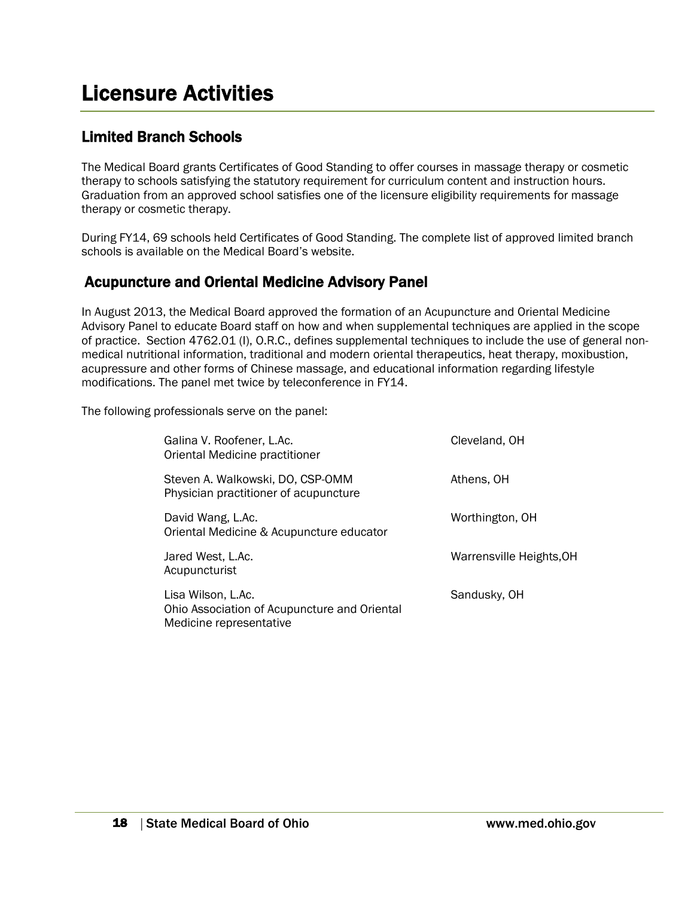# Licensure Activities

## Limited Branch Schools

The Medical Board grants Certificates of Good Standing to offer courses in massage therapy or cosmetic therapy to schools satisfying the statutory requirement for curriculum content and instruction hours. Graduation from an approved school satisfies one of the licensure eligibility requirements for massage therapy or cosmetic therapy.

During FY14, 69 schools held Certificates of Good Standing. The complete list of approved limited branch schools is available on the Medical Board's website.

## Acupuncture and Oriental Medicine Advisory Panel

In August 2013, the Medical Board approved the formation of an Acupuncture and Oriental Medicine Advisory Panel to educate Board staff on how and when supplemental techniques are applied in the scope of practice. Section 4762.01 (I), O.R.C., defines supplemental techniques to include the use of general non-medical nutritional information, traditional and modern oriental therapeutics, heat therapy, moxibustion, acupressure and other forms of Chinese massage, and educational information regarding lifestyle modifications. The panel met twice by teleconference in FY14.

The following professionals serve on the panel:

| | |
|---|---|
| Galina V. Roofener, L.Ac.<br>Oriental Medicine practitioner | Cleveland, OH |
| Steven A. Walkowski, DO, CSP-OMM<br>Physician practitioner of acupuncture | Athens, OH |
| David Wang, L.Ac.<br>Oriental Medicine & Acupuncture educator | Worthington, OH |
| Jared West, L.Ac.<br>Acupuncturist | Warrensville Heights,OH |
| Lisa Wilson, L.Ac.<br>Ohio Association of Acupuncture and Oriental Medicine representative | Sandusky, OH |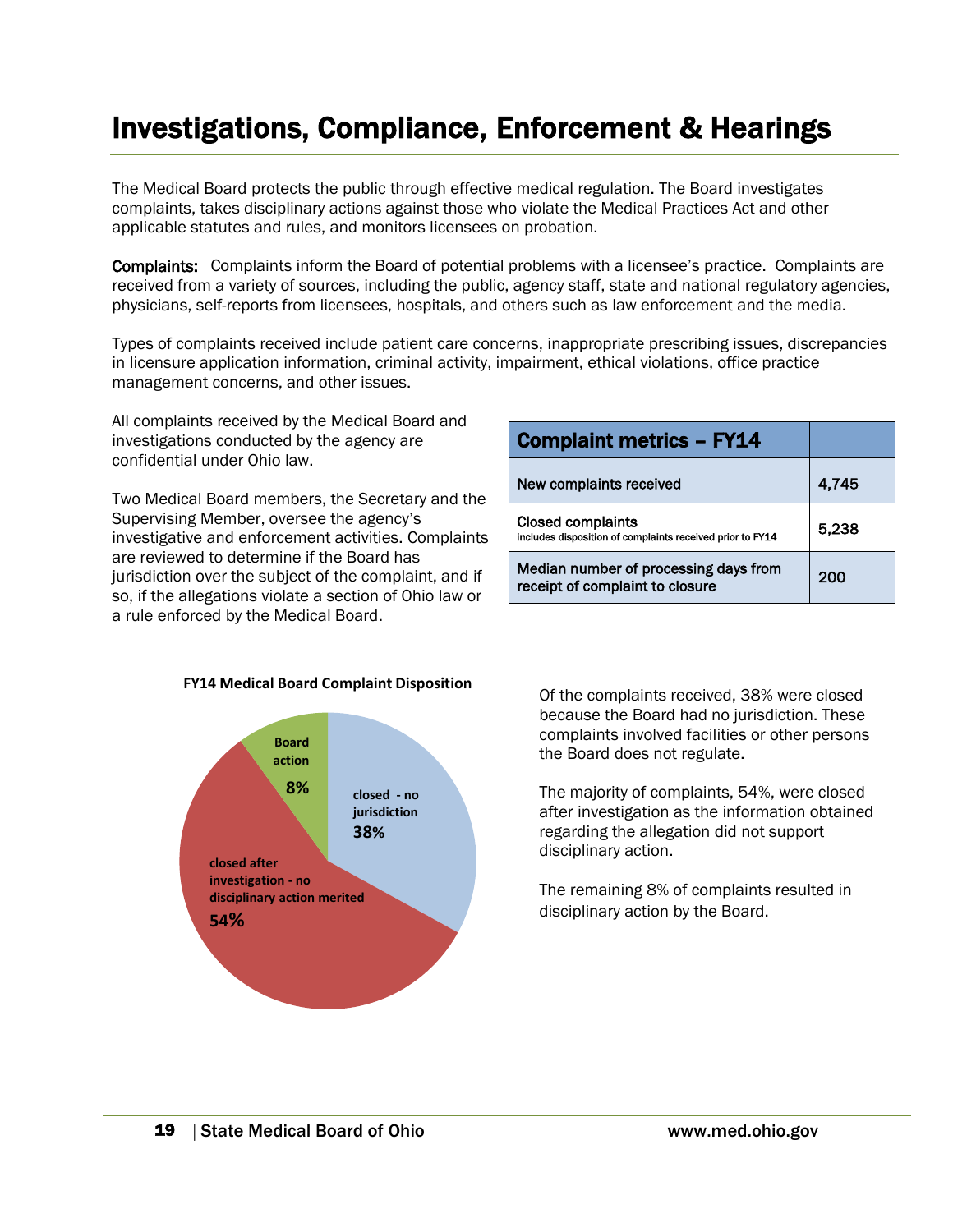# Investigations, Compliance, Enforcement & Hearings

The Medical Board protects the public through effective medical regulation. The Board investigates complaints, takes disciplinary actions against those who violate the Medical Practices Act and other applicable statutes and rules, and monitors licensees on probation.

**Complaints:** Complaints inform the Board of potential problems with a licensee's practice. Complaints are received from a variety of sources, including the public, agency staff, state and national regulatory agencies, physicians, self-reports from licensees, hospitals, and others such as law enforcement and the media.

Types of complaints received include patient care concerns, inappropriate prescribing issues, discrepancies in licensure application information, criminal activity, impairment, ethical violations, office practice management concerns, and other issues.

All complaints received by the Medical Board and investigations conducted by the agency are confidential under Ohio law.

Two Medical Board members, the Secretary and the Supervising Member, oversee the agency's investigative and enforcement activities. Complaints are reviewed to determine if the Board has jurisdiction over the subject of the complaint, and if so, if the allegations violate a section of Ohio law or a rule enforced by the Medical Board.

| Complaint metrics – FY14 | |
|---|---|
| New complaints received | 4,745 |
| Closed complaints<br>includes disposition of complaints received prior to FY14 | 5,238 |
| Median number of processing days from receipt of complaint to closure | 200 |

**FY14 Medical Board Complaint Disposition**

| Disposition | Percent |
|---|---|
| closed - no jurisdiction | 38% |
| closed after investigation - no disciplinary action merited | 54% |
| Board action | 8% |

Of the complaints received, 38% were closed because the Board had no jurisdiction. These complaints involved facilities or other persons the Board does not regulate.

The majority of complaints, 54%, were closed after investigation as the information obtained regarding the allegation did not support disciplinary action.

The remaining 8% of complaints resulted in disciplinary action by the Board.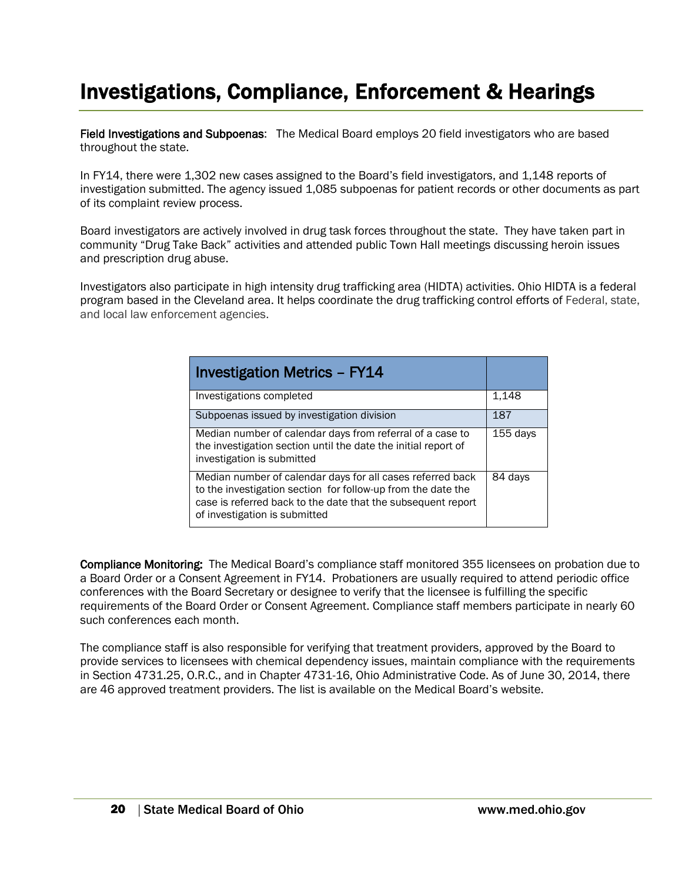# Investigations, Compliance, Enforcement & Hearings

**Field Investigations and Subpoenas**: The Medical Board employs 20 field investigators who are based throughout the state.

In FY14, there were 1,302 new cases assigned to the Board's field investigators, and 1,148 reports of investigation submitted. The agency issued 1,085 subpoenas for patient records or other documents as part of its complaint review process.

Board investigators are actively involved in drug task forces throughout the state. They have taken part in community "Drug Take Back" activities and attended public Town Hall meetings discussing heroin issues and prescription drug abuse.

Investigators also participate in high intensity drug trafficking area (HIDTA) activities. Ohio HIDTA is a federal program based in the Cleveland area. It helps coordinate the drug trafficking control efforts of Federal, state, and local law enforcement agencies.

| Investigation Metrics – FY14 | |
|---|---|
| Investigations completed | 1,148 |
| Subpoenas issued by investigation division | 187 |
| Median number of calendar days from referral of a case to the investigation section until the date the initial report of investigation is submitted | 155 days |
| Median number of calendar days for all cases referred back to the investigation section for follow-up from the date the case is referred back to the date that the subsequent report of investigation is submitted | 84 days |

**Compliance Monitoring:** The Medical Board's compliance staff monitored 355 licensees on probation due to a Board Order or a Consent Agreement in FY14. Probationers are usually required to attend periodic office conferences with the Board Secretary or designee to verify that the licensee is fulfilling the specific requirements of the Board Order or Consent Agreement. Compliance staff members participate in nearly 60 such conferences each month.

The compliance staff is also responsible for verifying that treatment providers, approved by the Board to provide services to licensees with chemical dependency issues, maintain compliance with the requirements in Section 4731.25, O.R.C., and in Chapter 4731-16, Ohio Administrative Code. As of June 30, 2014, there are 46 approved treatment providers. The list is available on the Medical Board's website.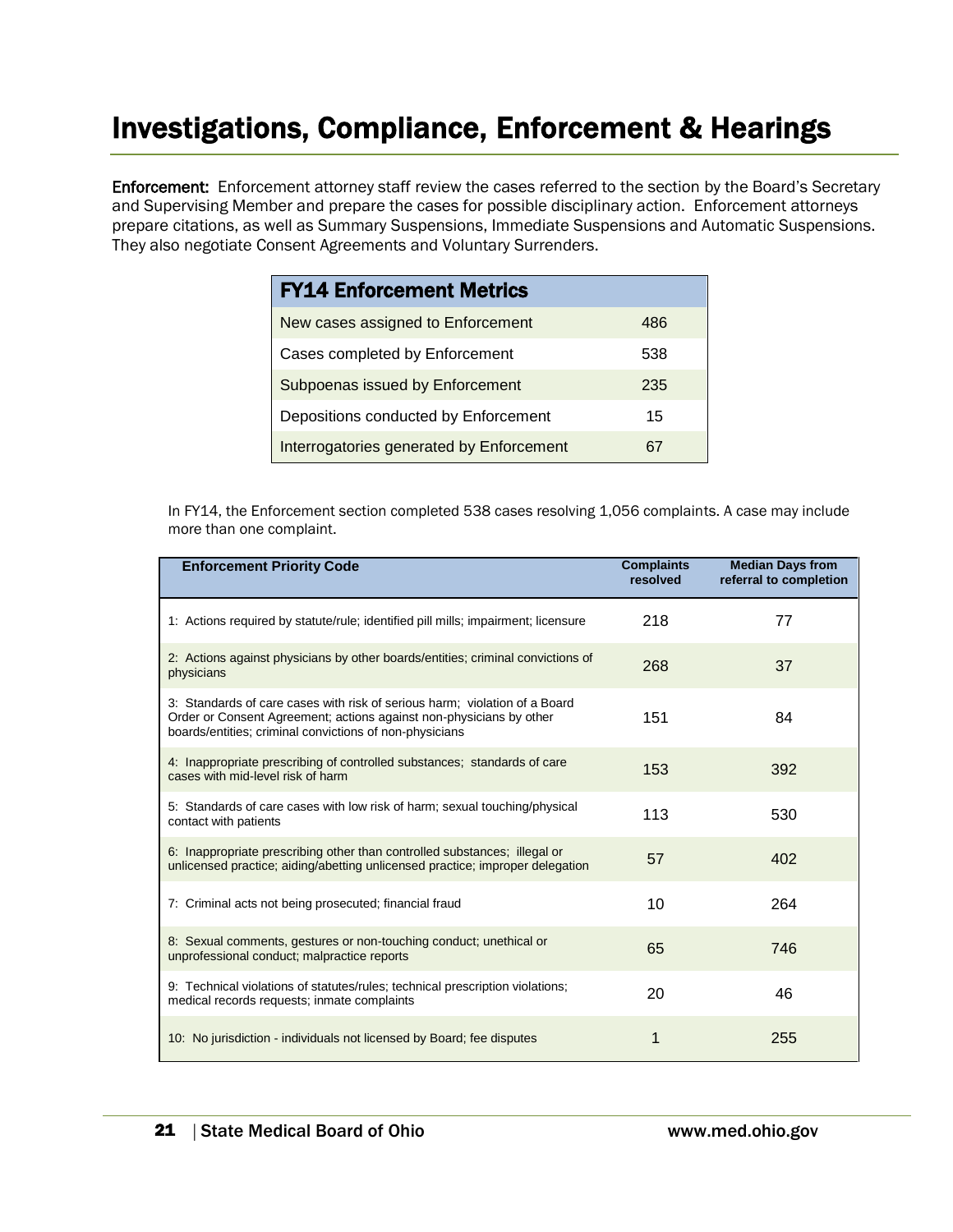# Investigations, Compliance, Enforcement & Hearings

**Enforcement:** Enforcement attorney staff review the cases referred to the section by the Board's Secretary and Supervising Member and prepare the cases for possible disciplinary action. Enforcement attorneys prepare citations, as well as Summary Suspensions, Immediate Suspensions and Automatic Suspensions. They also negotiate Consent Agreements and Voluntary Surrenders.

| FY14 Enforcement Metrics | |
|---|---|
| New cases assigned to Enforcement | 486 |
| Cases completed by Enforcement | 538 |
| Subpoenas issued by Enforcement | 235 |
| Depositions conducted by Enforcement | 15 |
| Interrogatories generated by Enforcement | 67 |

In FY14, the Enforcement section completed 538 cases resolving 1,056 complaints. A case may include more than one complaint.

| Enforcement Priority Code | Complaints resolved | Median Days from referral to completion |
|---|---|---|
| 1: Actions required by statute/rule; identified pill mills; impairment; licensure | 218 | 77 |
| 2: Actions against physicians by other boards/entities; criminal convictions of physicians | 268 | 37 |
| 3: Standards of care cases with risk of serious harm; violation of a Board Order or Consent Agreement; actions against non-physicians by other boards/entities; criminal convictions of non-physicians | 151 | 84 |
| 4: Inappropriate prescribing of controlled substances; standards of care cases with mid-level risk of harm | 153 | 392 |
| 5: Standards of care cases with low risk of harm; sexual touching/physical contact with patients | 113 | 530 |
| 6: Inappropriate prescribing other than controlled substances; illegal or unlicensed practice; aiding/abetting unlicensed practice; improper delegation | 57 | 402 |
| 7: Criminal acts not being prosecuted; financial fraud | 10 | 264 |
| 8: Sexual comments, gestures or non-touching conduct; unethical or unprofessional conduct; malpractice reports | 65 | 746 |
| 9: Technical violations of statutes/rules; technical prescription violations; medical records requests; inmate complaints | 20 | 46 |
| 10: No jurisdiction - individuals not licensed by Board; fee disputes | 1 | 255 |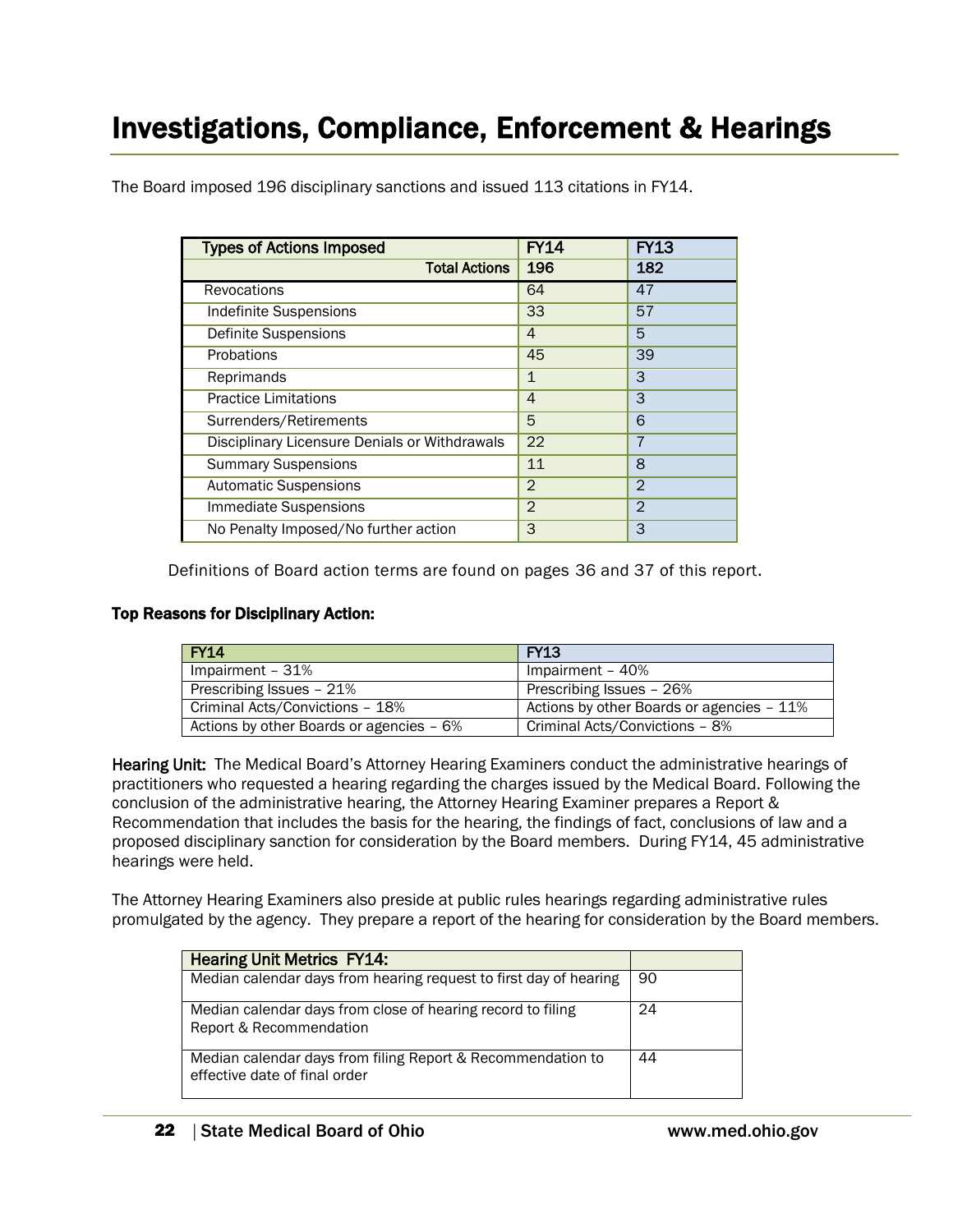# Investigations, Compliance, Enforcement & Hearings

The Board imposed 196 disciplinary sanctions and issued 113 citations in FY14.

| Types of Actions Imposed | FY14 | FY13 |
|---|---|---|
| **Total Actions** | **196** | **182** |
| Revocations | 64 | 47 |
| Indefinite Suspensions | 33 | 57 |
| Definite Suspensions | 4 | 5 |
| Probations | 45 | 39 |
| Reprimands | 1 | 3 |
| Practice Limitations | 4 | 3 |
| Surrenders/Retirements | 5 | 6 |
| Disciplinary Licensure Denials or Withdrawals | 22 | 7 |
| Summary Suspensions | 11 | 8 |
| Automatic Suspensions | 2 | 2 |
| Immediate Suspensions | 2 | 2 |
| No Penalty Imposed/No further action | 3 | 3 |

Definitions of Board action terms are found on pages 36 and 37 of this report.

**Top Reasons for Disciplinary Action:**

| FY14 | FY13 |
|---|---|
| Impairment – 31% | Impairment – 40% |
| Prescribing Issues – 21% | Prescribing Issues – 26% |
| Criminal Acts/Convictions – 18% | Actions by other Boards or agencies – 11% |
| Actions by other Boards or agencies – 6% | Criminal Acts/Convictions – 8% |

**Hearing Unit:** The Medical Board's Attorney Hearing Examiners conduct the administrative hearings of practitioners who requested a hearing regarding the charges issued by the Medical Board. Following the conclusion of the administrative hearing, the Attorney Hearing Examiner prepares a Report & Recommendation that includes the basis for the hearing, the findings of fact, conclusions of law and a proposed disciplinary sanction for consideration by the Board members. During FY14, 45 administrative hearings were held.

The Attorney Hearing Examiners also preside at public rules hearings regarding administrative rules promulgated by the agency. They prepare a report of the hearing for consideration by the Board members.

| Hearing Unit Metrics FY14: | |
|---|---|
| Median calendar days from hearing request to first day of hearing | 90 |
| Median calendar days from close of hearing record to filing Report & Recommendation | 24 |
| Median calendar days from filing Report & Recommendation to effective date of final order | 44 |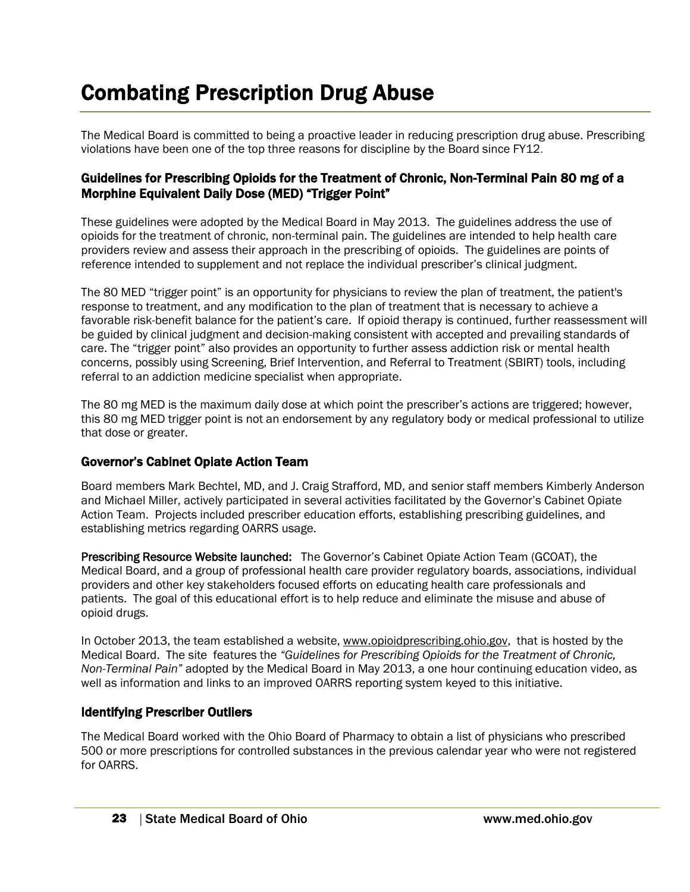# Combating Prescription Drug Abuse

The Medical Board is committed to being a proactive leader in reducing prescription drug abuse. Prescribing violations have been one of the top three reasons for discipline by the Board since FY12.

### Guidelines for Prescribing Opioids for the Treatment of Chronic, Non-Terminal Pain 80 mg of a Morphine Equivalent Daily Dose (MED) "Trigger Point"

These guidelines were adopted by the Medical Board in May 2013. The guidelines address the use of opioids for the treatment of chronic, non-terminal pain. The guidelines are intended to help health care providers review and assess their approach in the prescribing of opioids. The guidelines are points of reference intended to supplement and not replace the individual prescriber's clinical judgment.

The 80 MED "trigger point" is an opportunity for physicians to review the plan of treatment, the patient's response to treatment, and any modification to the plan of treatment that is necessary to achieve a favorable risk-benefit balance for the patient's care. If opioid therapy is continued, further reassessment will be guided by clinical judgment and decision-making consistent with accepted and prevailing standards of care. The "trigger point" also provides an opportunity to further assess addiction risk or mental health concerns, possibly using Screening, Brief Intervention, and Referral to Treatment (SBIRT) tools, including referral to an addiction medicine specialist when appropriate.

The 80 mg MED is the maximum daily dose at which point the prescriber's actions are triggered; however, this 80 mg MED trigger point is not an endorsement by any regulatory body or medical professional to utilize that dose or greater.

### Governor's Cabinet Opiate Action Team

Board members Mark Bechtel, MD, and J. Craig Strafford, MD, and senior staff members Kimberly Anderson and Michael Miller, actively participated in several activities facilitated by the Governor's Cabinet Opiate Action Team. Projects included prescriber education efforts, establishing prescribing guidelines, and establishing metrics regarding OARRS usage.

**Prescribing Resource Website launched:** The Governor's Cabinet Opiate Action Team (GCOAT), the Medical Board, and a group of professional health care provider regulatory boards, associations, individual providers and other key stakeholders focused efforts on educating health care professionals and patients. The goal of this educational effort is to help reduce and eliminate the misuse and abuse of opioid drugs.

In October 2013, the team established a website, www.opioidprescribing.ohio.gov, that is hosted by the Medical Board. The site features the *"Guidelines for Prescribing Opioids for the Treatment of Chronic, Non-Terminal Pain"* adopted by the Medical Board in May 2013, a one hour continuing education video, as well as information and links to an improved OARRS reporting system keyed to this initiative.

### Identifying Prescriber Outliers

The Medical Board worked with the Ohio Board of Pharmacy to obtain a list of physicians who prescribed 500 or more prescriptions for controlled substances in the previous calendar year who were not registered for OARRS.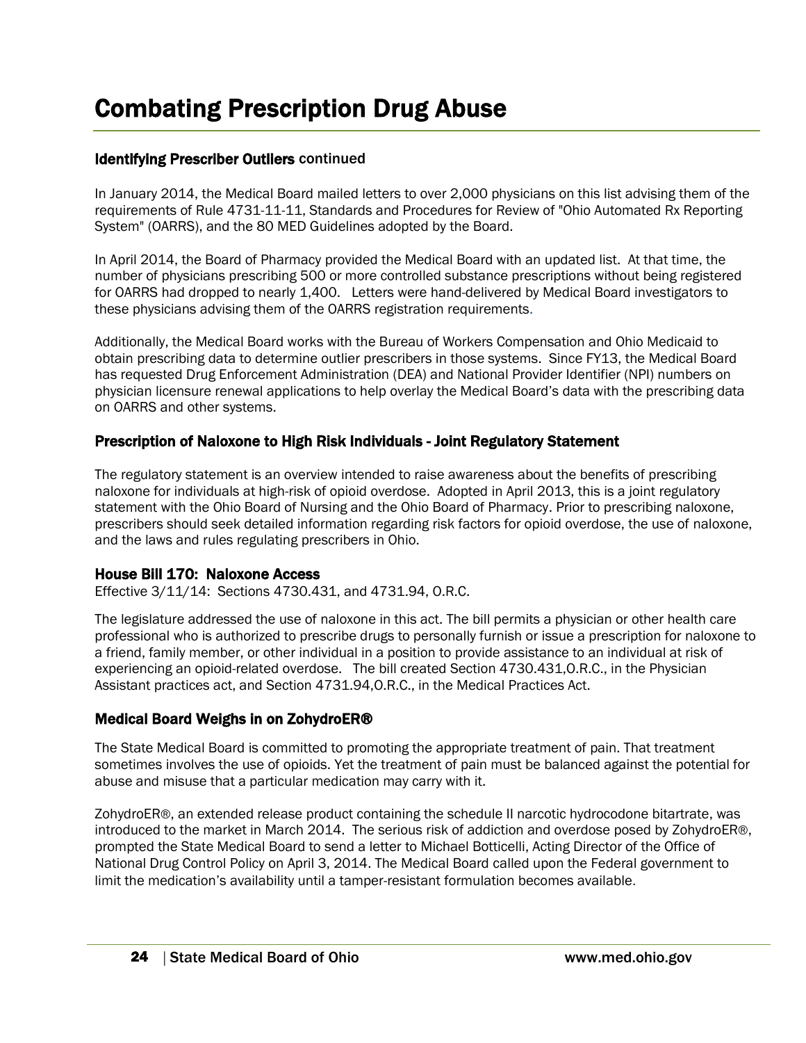# Combating Prescription Drug Abuse

### Identifying Prescriber Outliers continued

In January 2014, the Medical Board mailed letters to over 2,000 physicians on this list advising them of the requirements of Rule 4731-11-11, Standards and Procedures for Review of "Ohio Automated Rx Reporting System" (OARRS), and the 80 MED Guidelines adopted by the Board.

In April 2014, the Board of Pharmacy provided the Medical Board with an updated list. At that time, the number of physicians prescribing 500 or more controlled substance prescriptions without being registered for OARRS had dropped to nearly 1,400. Letters were hand-delivered by Medical Board investigators to these physicians advising them of the OARRS registration requirements.

Additionally, the Medical Board works with the Bureau of Workers Compensation and Ohio Medicaid to obtain prescribing data to determine outlier prescribers in those systems. Since FY13, the Medical Board has requested Drug Enforcement Administration (DEA) and National Provider Identifier (NPI) numbers on physician licensure renewal applications to help overlay the Medical Board's data with the prescribing data on OARRS and other systems.

### Prescription of Naloxone to High Risk Individuals - Joint Regulatory Statement

The regulatory statement is an overview intended to raise awareness about the benefits of prescribing naloxone for individuals at high-risk of opioid overdose. Adopted in April 2013, this is a joint regulatory statement with the Ohio Board of Nursing and the Ohio Board of Pharmacy. Prior to prescribing naloxone, prescribers should seek detailed information regarding risk factors for opioid overdose, the use of naloxone, and the laws and rules regulating prescribers in Ohio.

### House Bill 170: Naloxone Access

Effective 3/11/14: Sections 4730.431, and 4731.94, O.R.C.

The legislature addressed the use of naloxone in this act. The bill permits a physician or other health care professional who is authorized to prescribe drugs to personally furnish or issue a prescription for naloxone to a friend, family member, or other individual in a position to provide assistance to an individual at risk of experiencing an opioid-related overdose. The bill created Section 4730.431,O.R.C., in the Physician Assistant practices act, and Section 4731.94,O.R.C., in the Medical Practices Act.

### Medical Board Weighs in on ZohydroER®

The State Medical Board is committed to promoting the appropriate treatment of pain. That treatment sometimes involves the use of opioids. Yet the treatment of pain must be balanced against the potential for abuse and misuse that a particular medication may carry with it.

ZohydroER®, an extended release product containing the schedule II narcotic hydrocodone bitartrate, was introduced to the market in March 2014. The serious risk of addiction and overdose posed by ZohydroER®, prompted the State Medical Board to send a letter to Michael Botticelli, Acting Director of the Office of National Drug Control Policy on April 3, 2014. The Medical Board called upon the Federal government to limit the medication's availability until a tamper-resistant formulation becomes available.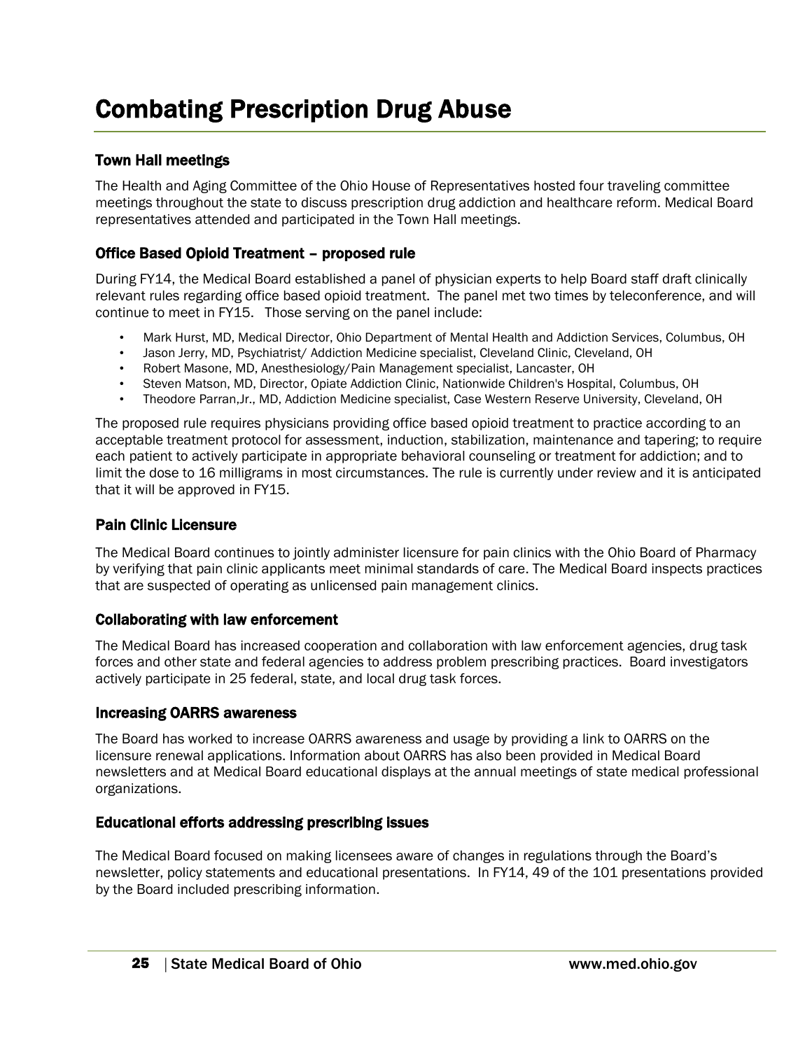# Combating Prescription Drug Abuse

### Town Hall meetings

The Health and Aging Committee of the Ohio House of Representatives hosted four traveling committee meetings throughout the state to discuss prescription drug addiction and healthcare reform. Medical Board representatives attended and participated in the Town Hall meetings.

### Office Based Opioid Treatment – proposed rule

During FY14, the Medical Board established a panel of physician experts to help Board staff draft clinically relevant rules regarding office based opioid treatment. The panel met two times by teleconference, and will continue to meet in FY15. Those serving on the panel include:

- Mark Hurst, MD, Medical Director, Ohio Department of Mental Health and Addiction Services, Columbus, OH
- Jason Jerry, MD, Psychiatrist/ Addiction Medicine specialist, Cleveland Clinic, Cleveland, OH
- Robert Masone, MD, Anesthesiology/Pain Management specialist, Lancaster, OH
- Steven Matson, MD, Director, Opiate Addiction Clinic, Nationwide Children's Hospital, Columbus, OH
- Theodore Parran,Jr., MD, Addiction Medicine specialist, Case Western Reserve University, Cleveland, OH

The proposed rule requires physicians providing office based opioid treatment to practice according to an acceptable treatment protocol for assessment, induction, stabilization, maintenance and tapering; to require each patient to actively participate in appropriate behavioral counseling or treatment for addiction; and to limit the dose to 16 milligrams in most circumstances. The rule is currently under review and it is anticipated that it will be approved in FY15.

### Pain Clinic Licensure

The Medical Board continues to jointly administer licensure for pain clinics with the Ohio Board of Pharmacy by verifying that pain clinic applicants meet minimal standards of care. The Medical Board inspects practices that are suspected of operating as unlicensed pain management clinics.

### Collaborating with law enforcement

The Medical Board has increased cooperation and collaboration with law enforcement agencies, drug task forces and other state and federal agencies to address problem prescribing practices. Board investigators actively participate in 25 federal, state, and local drug task forces.

### Increasing OARRS awareness

The Board has worked to increase OARRS awareness and usage by providing a link to OARRS on the licensure renewal applications. Information about OARRS has also been provided in Medical Board newsletters and at Medical Board educational displays at the annual meetings of state medical professional organizations.

### Educational efforts addressing prescribing issues

The Medical Board focused on making licensees aware of changes in regulations through the Board's newsletter, policy statements and educational presentations. In FY14, 49 of the 101 presentations provided by the Board included prescribing information.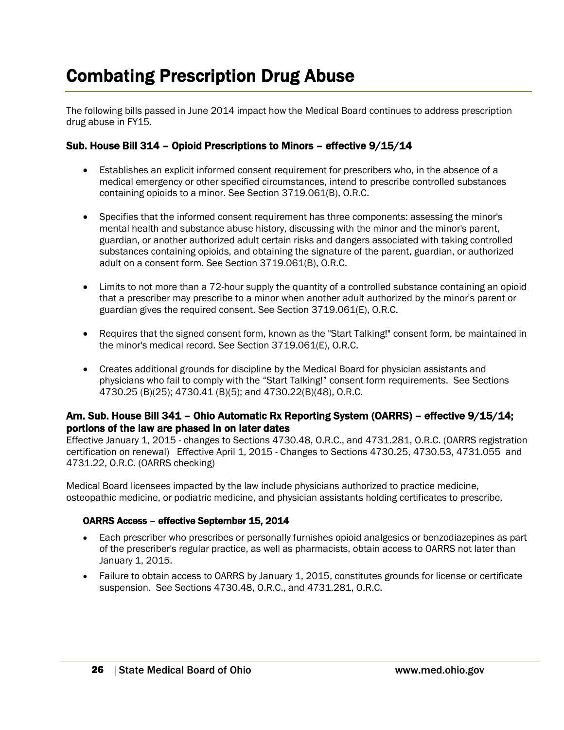# Combating Prescription Drug Abuse

The following bills passed in June 2014 impact how the Medical Board continues to address prescription drug abuse in FY15.

### Sub. House Bill 314 – Opioid Prescriptions to Minors – effective 9/15/14

- Establishes an explicit informed consent requirement for prescribers who, in the absence of a medical emergency or other specified circumstances, intend to prescribe controlled substances containing opioids to a minor. See Section 3719.061(B), O.R.C.

- Specifies that the informed consent requirement has three components: assessing the minor's mental health and substance abuse history, discussing with the minor and the minor's parent, guardian, or another authorized adult certain risks and dangers associated with taking controlled substances containing opioids, and obtaining the signature of the parent, guardian, or authorized adult on a consent form. See Section 3719.061(B), O.R.C.

- Limits to not more than a 72-hour supply the quantity of a controlled substance containing an opioid that a prescriber may prescribe to a minor when another adult authorized by the minor's parent or guardian gives the required consent. See Section 3719.061(E), O.R.C.

- Requires that the signed consent form, known as the "Start Talking!" consent form, be maintained in the minor's medical record. See Section 3719.061(E), O.R.C.

- Creates additional grounds for discipline by the Medical Board for physician assistants and physicians who fail to comply with the "Start Talking!" consent form requirements. See Sections 4730.25 (B)(25); 4730.41 (B)(5); and 4730.22(B)(48), O.R.C.

### Am. Sub. House Bill 341 – Ohio Automatic Rx Reporting System (OARRS) – effective 9/15/14; portions of the law are phased in on later dates

Effective January 1, 2015 - changes to Sections 4730.48, O.R.C., and 4731.281, O.R.C. (OARRS registration certification on renewal) Effective April 1, 2015 - Changes to Sections 4730.25, 4730.53, 4731.055 and 4731.22, O.R.C. (OARRS checking)

Medical Board licensees impacted by the law include physicians authorized to practice medicine, osteopathic medicine, or podiatric medicine, and physician assistants holding certificates to prescribe.

#### OARRS Access – effective September 15, 2014

- Each prescriber who prescribes or personally furnishes opioid analgesics or benzodiazepines as part of the prescriber's regular practice, as well as pharmacists, obtain access to OARRS not later than January 1, 2015.
- Failure to obtain access to OARRS by January 1, 2015, constitutes grounds for license or certificate suspension. See Sections 4730.48, O.R.C., and 4731.281, O.R.C.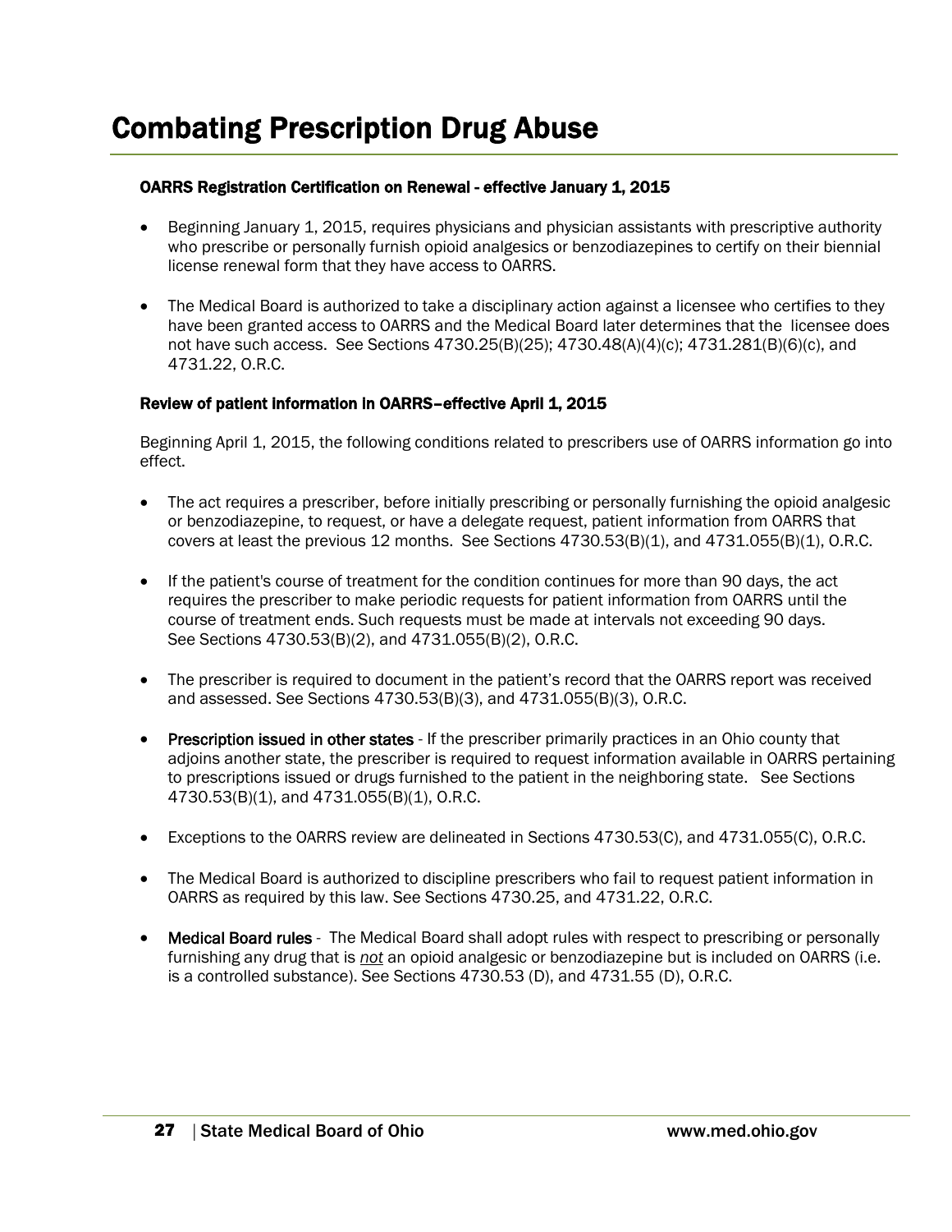# Combating Prescription Drug Abuse

**OARRS Registration Certification on Renewal - effective January 1, 2015**

- Beginning January 1, 2015, requires physicians and physician assistants with prescriptive authority who prescribe or personally furnish opioid analgesics or benzodiazepines to certify on their biennial license renewal form that they have access to OARRS.
- The Medical Board is authorized to take a disciplinary action against a licensee who certifies to they have been granted access to OARRS and the Medical Board later determines that the licensee does not have such access. See Sections 4730.25(B)(25); 4730.48(A)(4)(c); 4731.281(B)(6)(c), and 4731.22, O.R.C.

**Review of patient information in OARRS–effective April 1, 2015**

Beginning April 1, 2015, the following conditions related to prescribers use of OARRS information go into effect.

- The act requires a prescriber, before initially prescribing or personally furnishing the opioid analgesic or benzodiazepine, to request, or have a delegate request, patient information from OARRS that covers at least the previous 12 months. See Sections 4730.53(B)(1), and 4731.055(B)(1), O.R.C.
- If the patient's course of treatment for the condition continues for more than 90 days, the act requires the prescriber to make periodic requests for patient information from OARRS until the course of treatment ends. Such requests must be made at intervals not exceeding 90 days. See Sections 4730.53(B)(2), and 4731.055(B)(2), O.R.C.
- The prescriber is required to document in the patient's record that the OARRS report was received and assessed. See Sections 4730.53(B)(3), and 4731.055(B)(3), O.R.C.
- **Prescription issued in other states** - If the prescriber primarily practices in an Ohio county that adjoins another state, the prescriber is required to request information available in OARRS pertaining to prescriptions issued or drugs furnished to the patient in the neighboring state. See Sections 4730.53(B)(1), and 4731.055(B)(1), O.R.C.
- Exceptions to the OARRS review are delineated in Sections 4730.53(C), and 4731.055(C), O.R.C.
- The Medical Board is authorized to discipline prescribers who fail to request patient information in OARRS as required by this law. See Sections 4730.25, and 4731.22, O.R.C.
- **Medical Board rules** - The Medical Board shall adopt rules with respect to prescribing or personally furnishing any drug that is ***not*** an opioid analgesic or benzodiazepine but is included on OARRS (i.e. is a controlled substance). See Sections 4730.53 (D), and 4731.55 (D), O.R.C.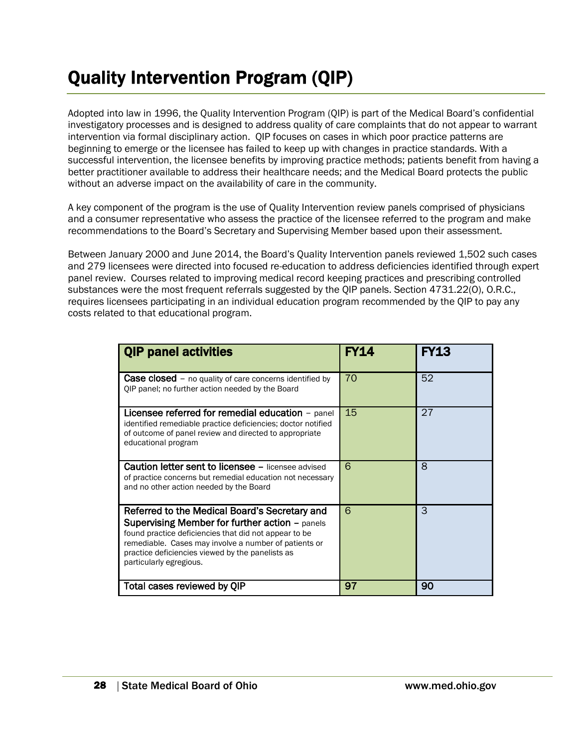# Quality Intervention Program (QIP)

Adopted into law in 1996, the Quality Intervention Program (QIP) is part of the Medical Board's confidential investigatory processes and is designed to address quality of care complaints that do not appear to warrant intervention via formal disciplinary action. QIP focuses on cases in which poor practice patterns are beginning to emerge or the licensee has failed to keep up with changes in practice standards. With a successful intervention, the licensee benefits by improving practice methods; patients benefit from having a better practitioner available to address their healthcare needs; and the Medical Board protects the public without an adverse impact on the availability of care in the community.

A key component of the program is the use of Quality Intervention review panels comprised of physicians and a consumer representative who assess the practice of the licensee referred to the program and make recommendations to the Board's Secretary and Supervising Member based upon their assessment.

Between January 2000 and June 2014, the Board's Quality Intervention panels reviewed 1,502 such cases and 279 licensees were directed into focused re-education to address deficiencies identified through expert panel review. Courses related to improving medical record keeping practices and prescribing controlled substances were the most frequent referrals suggested by the QIP panels. Section 4731.22(O), O.R.C., requires licensees participating in an individual education program recommended by the QIP to pay any costs related to that educational program.

| QIP panel activities | FY14 | FY13 |
|---|---|---|
| **Case closed** – no quality of care concerns identified by QIP panel; no further action needed by the Board | 70 | 52 |
| **Licensee referred for remedial education** – panel identified remediable practice deficiencies; doctor notified of outcome of panel review and directed to appropriate educational program | 15 | 27 |
| **Caution letter sent to licensee** – licensee advised of practice concerns but remedial education not necessary and no other action needed by the Board | 6 | 8 |
| **Referred to the Medical Board's Secretary and Supervising Member for further action** – panels found practice deficiencies that did not appear to be remediable. Cases may involve a number of patients or practice deficiencies viewed by the panelists as particularly egregious. | 6 | 3 |
| **Total cases reviewed by QIP** | **97** | **90** |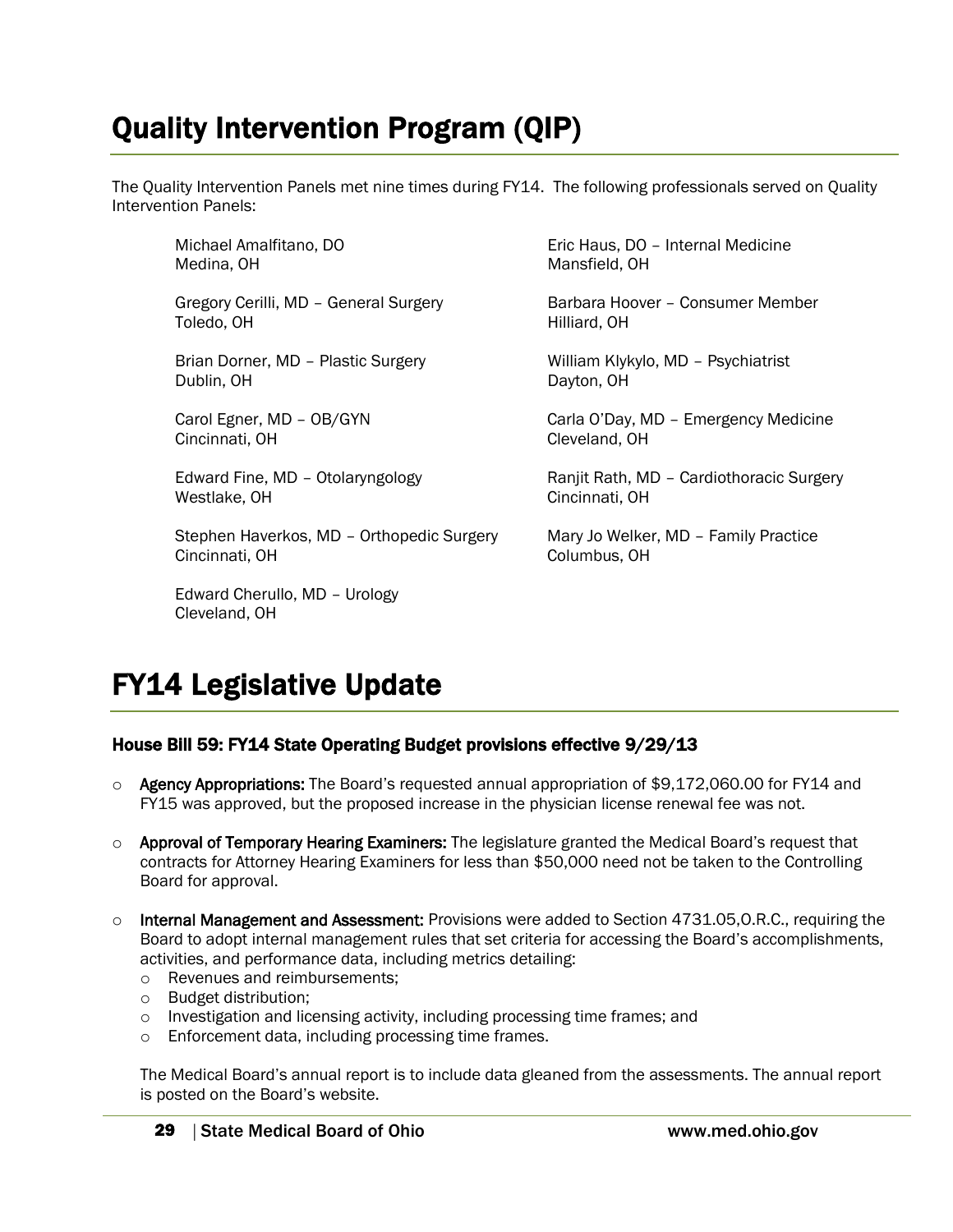# Quality Intervention Program (QIP)

The Quality Intervention Panels met nine times during FY14. The following professionals served on Quality Intervention Panels:

Michael Amalfitano, DO
Medina, OH

Gregory Cerilli, MD – General Surgery
Toledo, OH

Brian Dorner, MD – Plastic Surgery
Dublin, OH

Carol Egner, MD – OB/GYN
Cincinnati, OH

Edward Fine, MD – Otolaryngology
Westlake, OH

Stephen Haverkos, MD – Orthopedic Surgery
Cincinnati, OH

Edward Cherullo, MD – Urology
Cleveland, OH

Eric Haus, DO – Internal Medicine
Mansfield, OH

Barbara Hoover – Consumer Member
Hilliard, OH

William Klykylo, MD – Psychiatrist
Dayton, OH

Carla O'Day, MD – Emergency Medicine
Cleveland, OH

Ranjit Rath, MD – Cardiothoracic Surgery
Cincinnati, OH

Mary Jo Welker, MD – Family Practice
Columbus, OH

# FY14 Legislative Update

### House Bill 59: FY14 State Operating Budget provisions effective 9/29/13

- **Agency Appropriations:** The Board's requested annual appropriation of $9,172,060.00 for FY14 and FY15 was approved, but the proposed increase in the physician license renewal fee was not.
- **Approval of Temporary Hearing Examiners:** The legislature granted the Medical Board's request that contracts for Attorney Hearing Examiners for less than $50,000 need not be taken to the Controlling Board for approval.
- **Internal Management and Assessment:** Provisions were added to Section 4731.05,O.R.C., requiring the Board to adopt internal management rules that set criteria for accessing the Board's accomplishments, activities, and performance data, including metrics detailing:
  - Revenues and reimbursements;
  - Budget distribution;
  - Investigation and licensing activity, including processing time frames; and
  - Enforcement data, including processing time frames.

  The Medical Board's annual report is to include data gleaned from the assessments. The annual report is posted on the Board's website.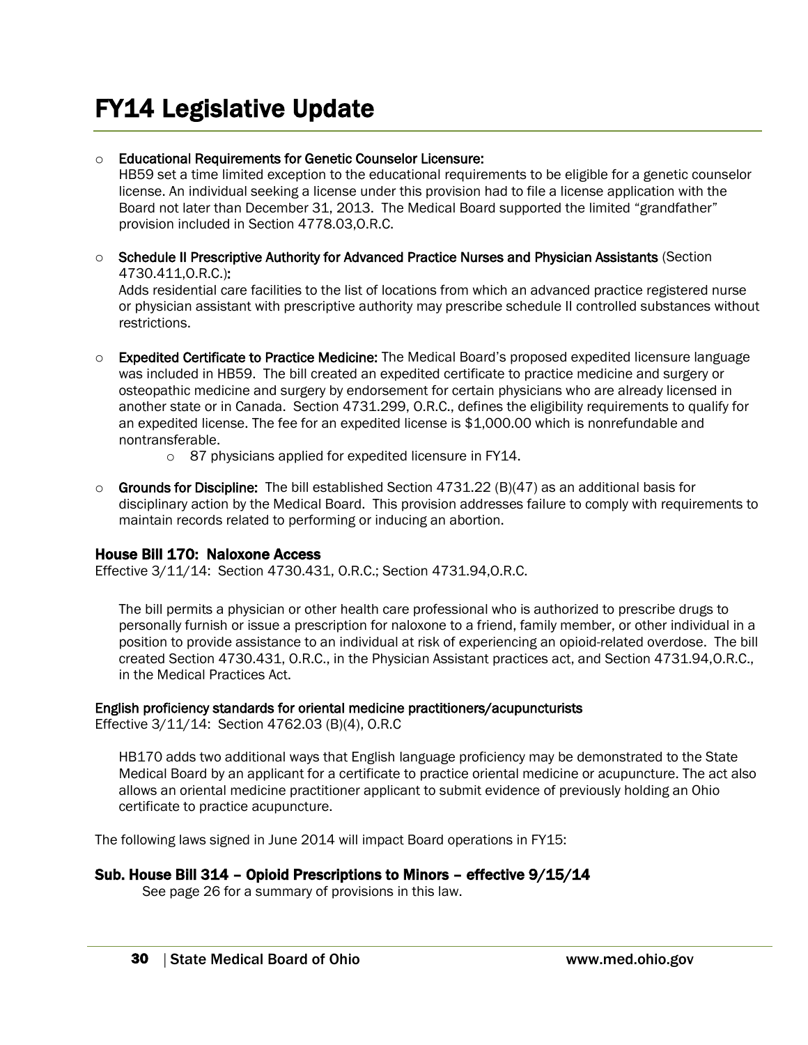# FY14 Legislative Update

- **Educational Requirements for Genetic Counselor Licensure:**
  HB59 set a time limited exception to the educational requirements to be eligible for a genetic counselor license. An individual seeking a license under this provision had to file a license application with the Board not later than December 31, 2013. The Medical Board supported the limited "grandfather" provision included in Section 4778.03,O.R.C.

- **Schedule II Prescriptive Authority for Advanced Practice Nurses and Physician Assistants** (Section 4730.411,O.R.C.)**:**
  Adds residential care facilities to the list of locations from which an advanced practice registered nurse or physician assistant with prescriptive authority may prescribe schedule II controlled substances without restrictions.

- **Expedited Certificate to Practice Medicine:** The Medical Board's proposed expedited licensure language was included in HB59. The bill created an expedited certificate to practice medicine and surgery or osteopathic medicine and surgery by endorsement for certain physicians who are already licensed in another state or in Canada. Section 4731.299, O.R.C., defines the eligibility requirements to qualify for an expedited license. The fee for an expedited license is $1,000.00 which is nonrefundable and nontransferable.
  - 87 physicians applied for expedited licensure in FY14.

- **Grounds for Discipline:** The bill established Section 4731.22 (B)(47) as an additional basis for disciplinary action by the Medical Board. This provision addresses failure to comply with requirements to maintain records related to performing or inducing an abortion.

### House Bill 170: Naloxone Access

Effective 3/11/14: Section 4730.431, O.R.C.; Section 4731.94,O.R.C.

The bill permits a physician or other health care professional who is authorized to prescribe drugs to personally furnish or issue a prescription for naloxone to a friend, family member, or other individual in a position to provide assistance to an individual at risk of experiencing an opioid-related overdose. The bill created Section 4730.431, O.R.C., in the Physician Assistant practices act, and Section 4731.94,O.R.C., in the Medical Practices Act.

**English proficiency standards for oriental medicine practitioners/acupuncturists**

Effective 3/11/14: Section 4762.03 (B)(4), O.R.C

HB170 adds two additional ways that English language proficiency may be demonstrated to the State Medical Board by an applicant for a certificate to practice oriental medicine or acupuncture. The act also allows an oriental medicine practitioner applicant to submit evidence of previously holding an Ohio certificate to practice acupuncture.

The following laws signed in June 2014 will impact Board operations in FY15:

### Sub. House Bill 314 – Opioid Prescriptions to Minors – effective 9/15/14

See page 26 for a summary of provisions in this law.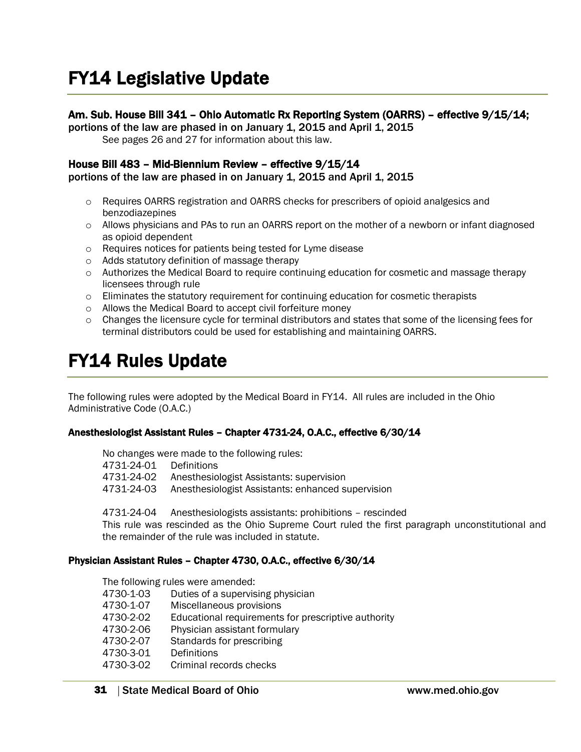# FY14 Legislative Update

### Am. Sub. House Bill 341 – Ohio Automatic Rx Reporting System (OARRS) – effective 9/15/14; portions of the law are phased in on January 1, 2015 and April 1, 2015

See pages 26 and 27 for information about this law.

### House Bill 483 – Mid-Biennium Review – effective 9/15/14 portions of the law are phased in on January 1, 2015 and April 1, 2015

- Requires OARRS registration and OARRS checks for prescribers of opioid analgesics and benzodiazepines
- Allows physicians and PAs to run an OARRS report on the mother of a newborn or infant diagnosed as opioid dependent
- Requires notices for patients being tested for Lyme disease
- Adds statutory definition of massage therapy
- Authorizes the Medical Board to require continuing education for cosmetic and massage therapy licensees through rule
- Eliminates the statutory requirement for continuing education for cosmetic therapists
- Allows the Medical Board to accept civil forfeiture money
- Changes the licensure cycle for terminal distributors and states that some of the licensing fees for terminal distributors could be used for establishing and maintaining OARRS.

# FY14 Rules Update

The following rules were adopted by the Medical Board in FY14. All rules are included in the Ohio Administrative Code (O.A.C.)

### Anesthesiologist Assistant Rules – Chapter 4731-24, O.A.C., effective 6/30/14

No changes were made to the following rules:

4731-24-01 Definitions
4731-24-02 Anesthesiologist Assistants: supervision
4731-24-03 Anesthesiologist Assistants: enhanced supervision

4731-24-04 Anesthesiologists assistants: prohibitions – rescinded
This rule was rescinded as the Ohio Supreme Court ruled the first paragraph unconstitutional and the remainder of the rule was included in statute.

### Physician Assistant Rules – Chapter 4730, O.A.C., effective 6/30/14

The following rules were amended:

4730-1-03 Duties of a supervising physician
4730-1-07 Miscellaneous provisions
4730-2-02 Educational requirements for prescriptive authority
4730-2-06 Physician assistant formulary
4730-2-07 Standards for prescribing
4730-3-01 Definitions
4730-3-02 Criminal records checks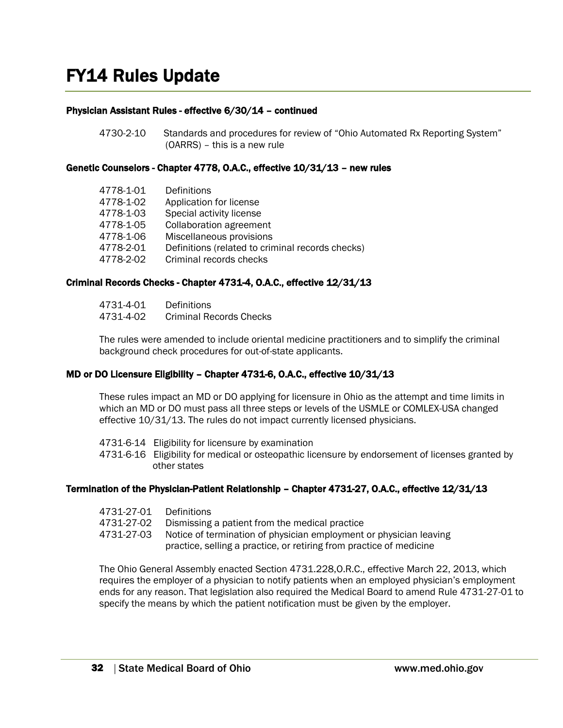# FY14 Rules Update

**Physician Assistant Rules - effective 6/30/14 – continued**

4730-2-10 Standards and procedures for review of "Ohio Automated Rx Reporting System" (OARRS) – this is a new rule

**Genetic Counselors - Chapter 4778, O.A.C., effective 10/31/13 – new rules**

4778-1-01 Definitions
4778-1-02 Application for license
4778-1-03 Special activity license
4778-1-05 Collaboration agreement
4778-1-06 Miscellaneous provisions
4778-2-01 Definitions (related to criminal records checks)
4778-2-02 Criminal records checks

**Criminal Records Checks - Chapter 4731-4, O.A.C., effective 12/31/13**

4731-4-01 Definitions
4731-4-02 Criminal Records Checks

The rules were amended to include oriental medicine practitioners and to simplify the criminal background check procedures for out-of-state applicants.

**MD or DO Licensure Eligibility – Chapter 4731-6, O.A.C., effective 10/31/13**

These rules impact an MD or DO applying for licensure in Ohio as the attempt and time limits in which an MD or DO must pass all three steps or levels of the USMLE or COMLEX-USA changed effective 10/31/13. The rules do not impact currently licensed physicians.

4731-6-14 Eligibility for licensure by examination
4731-6-16 Eligibility for medical or osteopathic licensure by endorsement of licenses granted by other states

**Termination of the Physician-Patient Relationship – Chapter 4731-27, O.A.C., effective 12/31/13**

4731-27-01 Definitions
4731-27-02 Dismissing a patient from the medical practice
4731-27-03 Notice of termination of physician employment or physician leaving practice, selling a practice, or retiring from practice of medicine

The Ohio General Assembly enacted Section 4731.228,O.R.C., effective March 22, 2013, which requires the employer of a physician to notify patients when an employed physician's employment ends for any reason. That legislation also required the Medical Board to amend Rule 4731-27-01 to specify the means by which the patient notification must be given by the employer.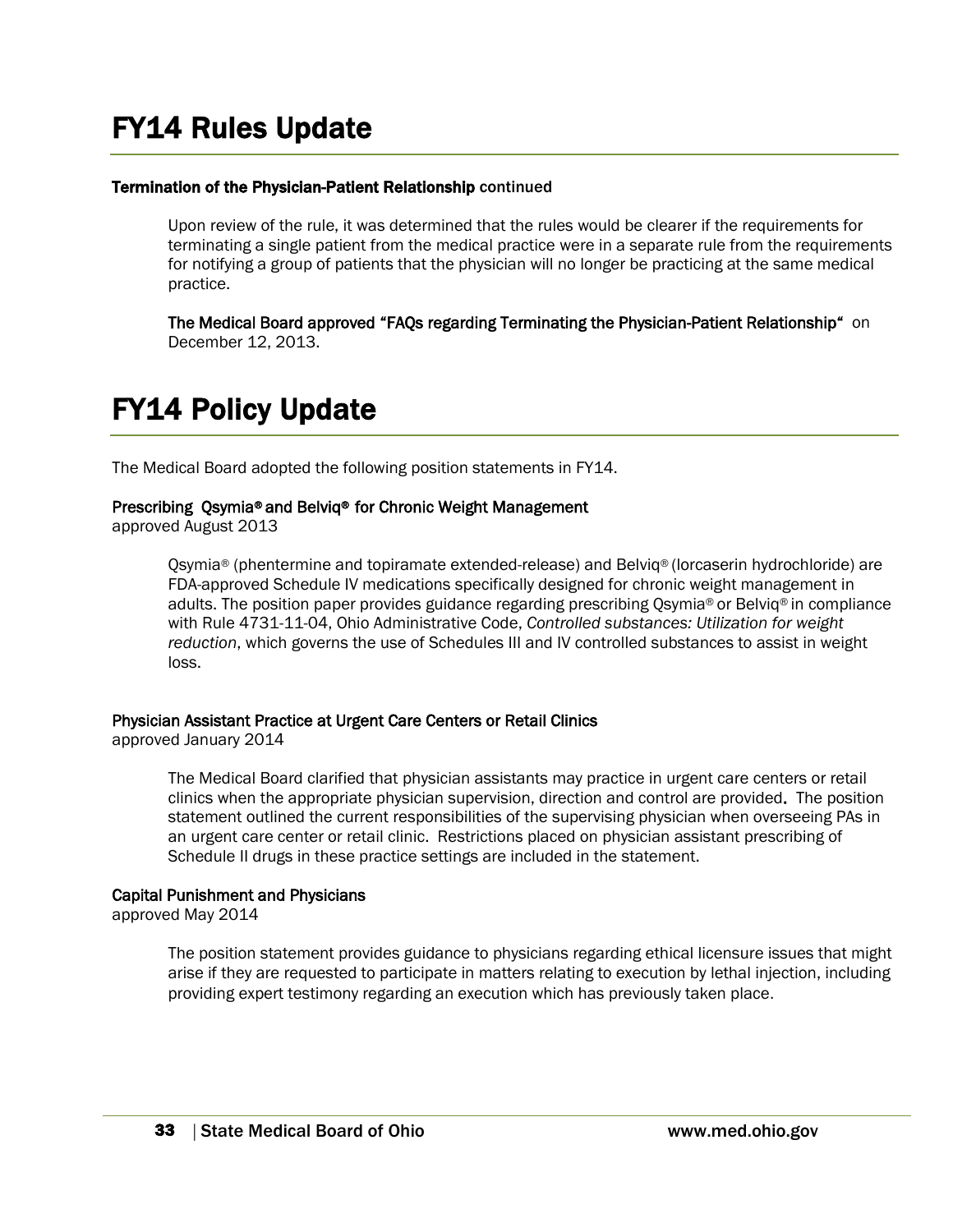# FY14 Rules Update

**Termination of the Physician-Patient Relationship** continued

Upon review of the rule, it was determined that the rules would be clearer if the requirements for terminating a single patient from the medical practice were in a separate rule from the requirements for notifying a group of patients that the physician will no longer be practicing at the same medical practice.

**The Medical Board approved "FAQs regarding Terminating the Physician-Patient Relationship"** on December 12, 2013.

# FY14 Policy Update

The Medical Board adopted the following position statements in FY14.

**Prescribing Qsymia® and Belviq® for Chronic Weight Management**
approved August 2013

Qsymia® (phentermine and topiramate extended-release) and Belviq® (lorcaserin hydrochloride) are FDA-approved Schedule IV medications specifically designed for chronic weight management in adults. The position paper provides guidance regarding prescribing Qsymia® or Belviq® in compliance with Rule 4731-11-04, Ohio Administrative Code, *Controlled substances: Utilization for weight reduction*, which governs the use of Schedules III and IV controlled substances to assist in weight loss.

**Physician Assistant Practice at Urgent Care Centers or Retail Clinics**
approved January 2014

The Medical Board clarified that physician assistants may practice in urgent care centers or retail clinics when the appropriate physician supervision, direction and control are provided. The position statement outlined the current responsibilities of the supervising physician when overseeing PAs in an urgent care center or retail clinic. Restrictions placed on physician assistant prescribing of Schedule II drugs in these practice settings are included in the statement.

**Capital Punishment and Physicians**
approved May 2014

The position statement provides guidance to physicians regarding ethical licensure issues that might arise if they are requested to participate in matters relating to execution by lethal injection, including providing expert testimony regarding an execution which has previously taken place.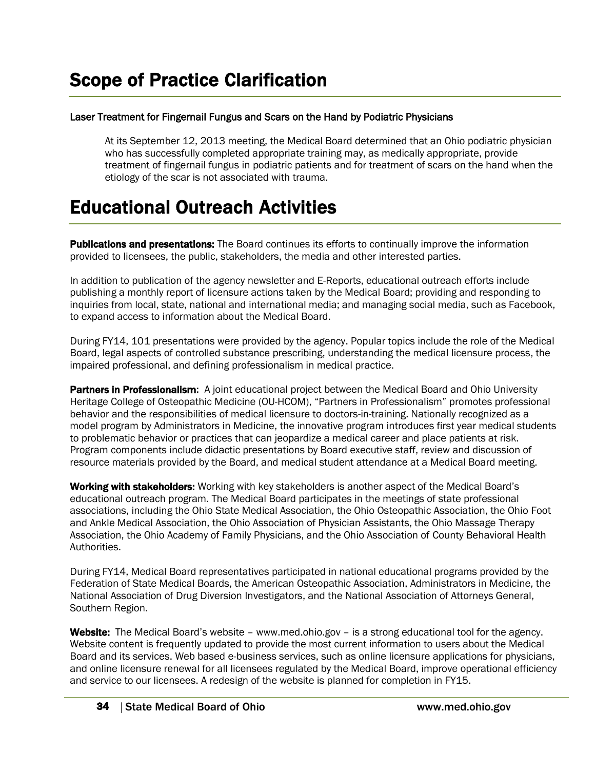# Scope of Practice Clarification

**Laser Treatment for Fingernail Fungus and Scars on the Hand by Podiatric Physicians**

At its September 12, 2013 meeting, the Medical Board determined that an Ohio podiatric physician who has successfully completed appropriate training may, as medically appropriate, provide treatment of fingernail fungus in podiatric patients and for treatment of scars on the hand when the etiology of the scar is not associated with trauma.

# Educational Outreach Activities

**Publications and presentations:** The Board continues its efforts to continually improve the information provided to licensees, the public, stakeholders, the media and other interested parties.

In addition to publication of the agency newsletter and E-Reports, educational outreach efforts include publishing a monthly report of licensure actions taken by the Medical Board; providing and responding to inquiries from local, state, national and international media; and managing social media, such as Facebook, to expand access to information about the Medical Board.

During FY14, 101 presentations were provided by the agency. Popular topics include the role of the Medical Board, legal aspects of controlled substance prescribing, understanding the medical licensure process, the impaired professional, and defining professionalism in medical practice.

**Partners in Professionalism**: A joint educational project between the Medical Board and Ohio University Heritage College of Osteopathic Medicine (OU-HCOM), "Partners in Professionalism" promotes professional behavior and the responsibilities of medical licensure to doctors-in-training. Nationally recognized as a model program by Administrators in Medicine, the innovative program introduces first year medical students to problematic behavior or practices that can jeopardize a medical career and place patients at risk. Program components include didactic presentations by Board executive staff, review and discussion of resource materials provided by the Board, and medical student attendance at a Medical Board meeting.

**Working with stakeholders:** Working with key stakeholders is another aspect of the Medical Board's educational outreach program. The Medical Board participates in the meetings of state professional associations, including the Ohio State Medical Association, the Ohio Osteopathic Association, the Ohio Foot and Ankle Medical Association, the Ohio Association of Physician Assistants, the Ohio Massage Therapy Association, the Ohio Academy of Family Physicians, and the Ohio Association of County Behavioral Health Authorities.

During FY14, Medical Board representatives participated in national educational programs provided by the Federation of State Medical Boards, the American Osteopathic Association, Administrators in Medicine, the National Association of Drug Diversion Investigators, and the National Association of Attorneys General, Southern Region.

**Website:** The Medical Board's website – www.med.ohio.gov – is a strong educational tool for the agency. Website content is frequently updated to provide the most current information to users about the Medical Board and its services. Web based e-business services, such as online licensure applications for physicians, and online licensure renewal for all licensees regulated by the Medical Board, improve operational efficiency and service to our licensees. A redesign of the website is planned for completion in FY15.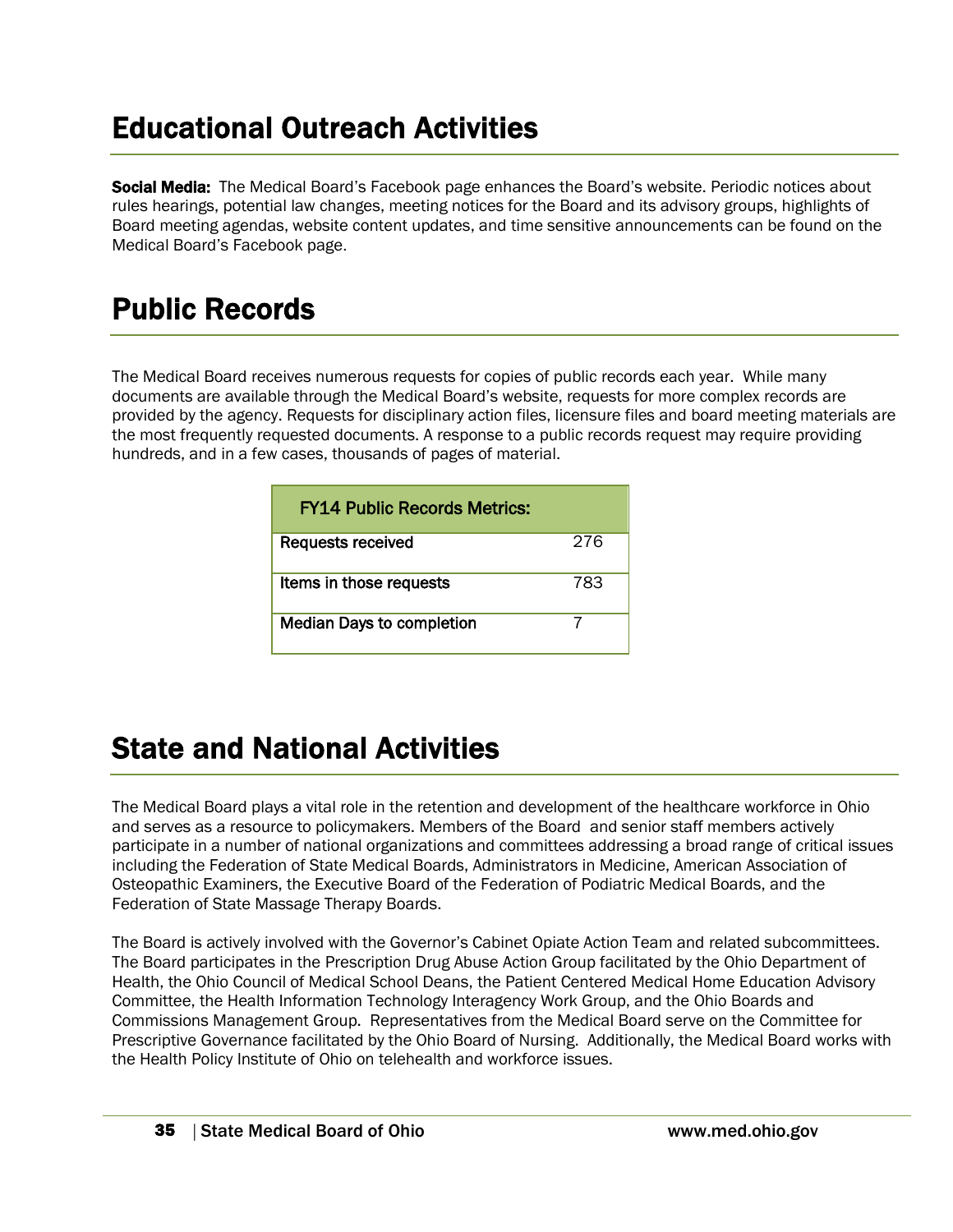# Educational Outreach Activities

**Social Media:** The Medical Board's Facebook page enhances the Board's website. Periodic notices about rules hearings, potential law changes, meeting notices for the Board and its advisory groups, highlights of Board meeting agendas, website content updates, and time sensitive announcements can be found on the Medical Board's Facebook page.

# Public Records

The Medical Board receives numerous requests for copies of public records each year. While many documents are available through the Medical Board's website, requests for more complex records are provided by the agency. Requests for disciplinary action files, licensure files and board meeting materials are the most frequently requested documents. A response to a public records request may require providing hundreds, and in a few cases, thousands of pages of material.

| FY14 Public Records Metrics: | |
|---|---|
| Requests received | 276 |
| Items in those requests | 783 |
| Median Days to completion | 7 |

# State and National Activities

The Medical Board plays a vital role in the retention and development of the healthcare workforce in Ohio and serves as a resource to policymakers. Members of the Board and senior staff members actively participate in a number of national organizations and committees addressing a broad range of critical issues including the Federation of State Medical Boards, Administrators in Medicine, American Association of Osteopathic Examiners, the Executive Board of the Federation of Podiatric Medical Boards, and the Federation of State Massage Therapy Boards.

The Board is actively involved with the Governor's Cabinet Opiate Action Team and related subcommittees. The Board participates in the Prescription Drug Abuse Action Group facilitated by the Ohio Department of Health, the Ohio Council of Medical School Deans, the Patient Centered Medical Home Education Advisory Committee, the Health Information Technology Interagency Work Group, and the Ohio Boards and Commissions Management Group. Representatives from the Medical Board serve on the Committee for Prescriptive Governance facilitated by the Ohio Board of Nursing. Additionally, the Medical Board works with the Health Policy Institute of Ohio on telehealth and workforce issues.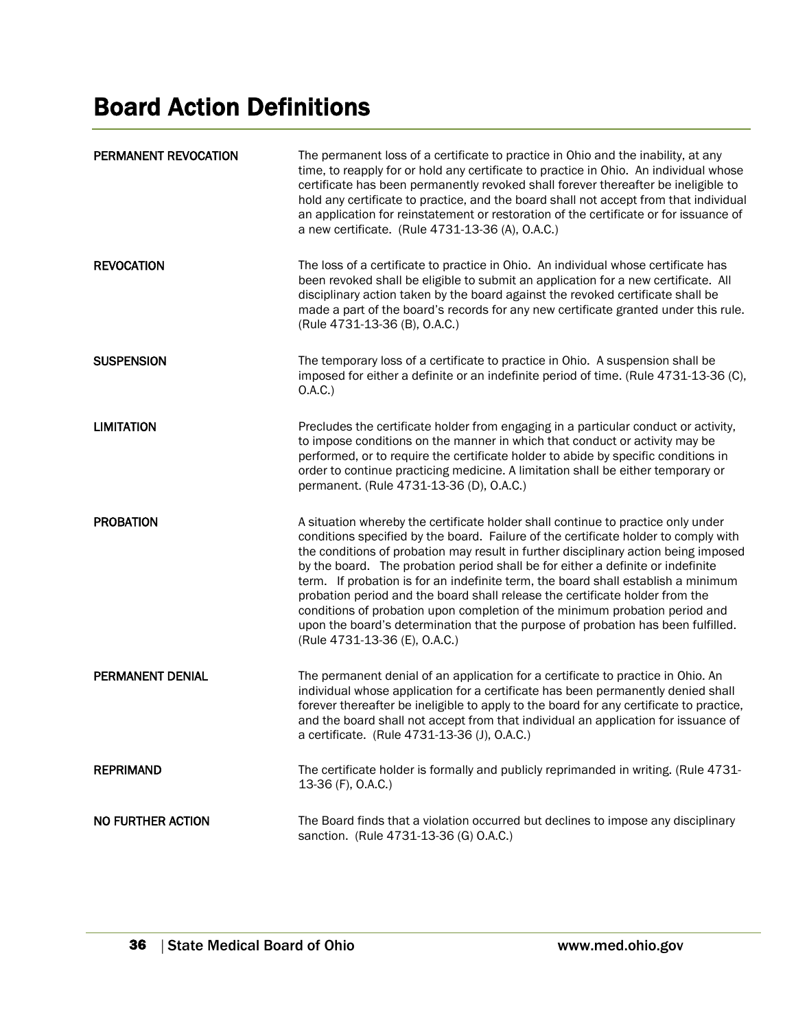# Board Action Definitions

| | |
|---|---|
| **PERMANENT REVOCATION** | The permanent loss of a certificate to practice in Ohio and the inability, at any time, to reapply for or hold any certificate to practice in Ohio. An individual whose certificate has been permanently revoked shall forever thereafter be ineligible to hold any certificate to practice, and the board shall not accept from that individual an application for reinstatement or restoration of the certificate or for issuance of a new certificate. (Rule 4731-13-36 (A), O.A.C.) |
| **REVOCATION** | The loss of a certificate to practice in Ohio. An individual whose certificate has been revoked shall be eligible to submit an application for a new certificate. All disciplinary action taken by the board against the revoked certificate shall be made a part of the board's records for any new certificate granted under this rule. (Rule 4731-13-36 (B), O.A.C.) |
| **SUSPENSION** | The temporary loss of a certificate to practice in Ohio. A suspension shall be imposed for either a definite or an indefinite period of time. (Rule 4731-13-36 (C), O.A.C.) |
| **LIMITATION** | Precludes the certificate holder from engaging in a particular conduct or activity, to impose conditions on the manner in which that conduct or activity may be performed, or to require the certificate holder to abide by specific conditions in order to continue practicing medicine. A limitation shall be either temporary or permanent. (Rule 4731-13-36 (D), O.A.C.) |
| **PROBATION** | A situation whereby the certificate holder shall continue to practice only under conditions specified by the board. Failure of the certificate holder to comply with the conditions of probation may result in further disciplinary action being imposed by the board. The probation period shall be for either a definite or indefinite term. If probation is for an indefinite term, the board shall establish a minimum probation period and the board shall release the certificate holder from the conditions of probation upon completion of the minimum probation period and upon the board's determination that the purpose of probation has been fulfilled. (Rule 4731-13-36 (E), O.A.C.) |
| **PERMANENT DENIAL** | The permanent denial of an application for a certificate to practice in Ohio. An individual whose application for a certificate has been permanently denied shall forever thereafter be ineligible to apply to the board for any certificate to practice, and the board shall not accept from that individual an application for issuance of a certificate. (Rule 4731-13-36 (J), O.A.C.) |
| **REPRIMAND** | The certificate holder is formally and publicly reprimanded in writing. (Rule 4731-13-36 (F), O.A.C.) |
| **NO FURTHER ACTION** | The Board finds that a violation occurred but declines to impose any disciplinary sanction. (Rule 4731-13-36 (G) O.A.C.) |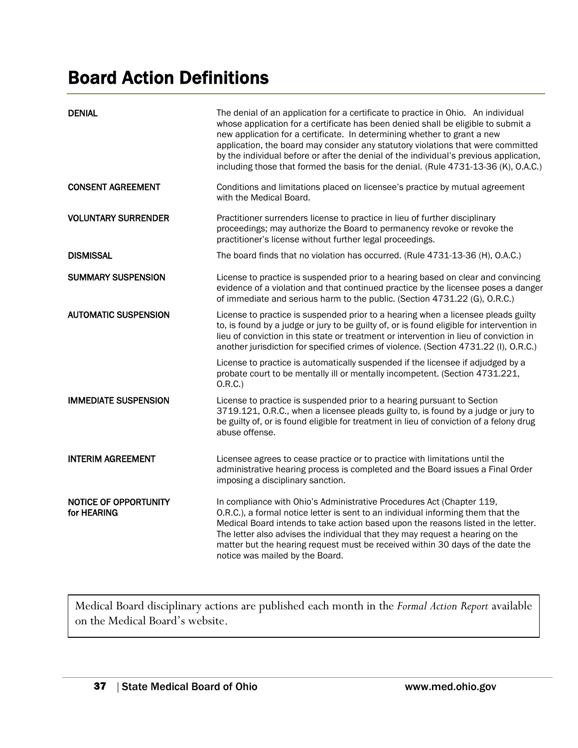# Board Action Definitions

| | |
|---|---|
| **DENIAL** | The denial of an application for a certificate to practice in Ohio. An individual whose application for a certificate has been denied shall be eligible to submit a new application for a certificate. In determining whether to grant a new application, the board may consider any statutory violations that were committed by the individual before or after the denial of the individual's previous application, including those that formed the basis for the denial. (Rule 4731-13-36 (K), O.A.C.) |
| **CONSENT AGREEMENT** | Conditions and limitations placed on licensee's practice by mutual agreement with the Medical Board. |
| **VOLUNTARY SURRENDER** | Practitioner surrenders license to practice in lieu of further disciplinary proceedings; may authorize the Board to permanency revoke or revoke the practitioner's license without further legal proceedings. |
| **DISMISSAL** | The board finds that no violation has occurred. (Rule 4731-13-36 (H), O.A.C.) |
| **SUMMARY SUSPENSION** | License to practice is suspended prior to a hearing based on clear and convincing evidence of a violation and that continued practice by the licensee poses a danger of immediate and serious harm to the public. (Section 4731.22 (G), O.R.C.) |
| **AUTOMATIC SUSPENSION** | License to practice is suspended prior to a hearing when a licensee pleads guilty to, is found by a judge or jury to be guilty of, or is found eligible for intervention in lieu of conviction in this state or treatment or intervention in lieu of conviction in another jurisdiction for specified crimes of violence. (Section 4731.22 (I), O.R.C.)<br><br>License to practice is automatically suspended if the licensee if adjudged by a probate court to be mentally ill or mentally incompetent. (Section 4731.221, O.R.C.) |
| **IMMEDIATE SUSPENSION** | License to practice is suspended prior to a hearing pursuant to Section 3719.121, O.R.C., when a licensee pleads guilty to, is found by a judge or jury to be guilty of, or is found eligible for treatment in lieu of conviction of a felony drug abuse offense. |
| **INTERIM AGREEMENT** | Licensee agrees to cease practice or to practice with limitations until the administrative hearing process is completed and the Board issues a Final Order imposing a disciplinary sanction. |
| **NOTICE OF OPPORTUNITY for HEARING** | In compliance with Ohio's Administrative Procedures Act (Chapter 119, O.R.C.), a formal notice letter is sent to an individual informing them that the Medical Board intends to take action based upon the reasons listed in the letter. The letter also advises the individual that they may request a hearing on the matter but the hearing request must be received within 30 days of the date the notice was mailed by the Board. |

Medical Board disciplinary actions are published each month in the *Formal Action Report* available on the Medical Board's website.